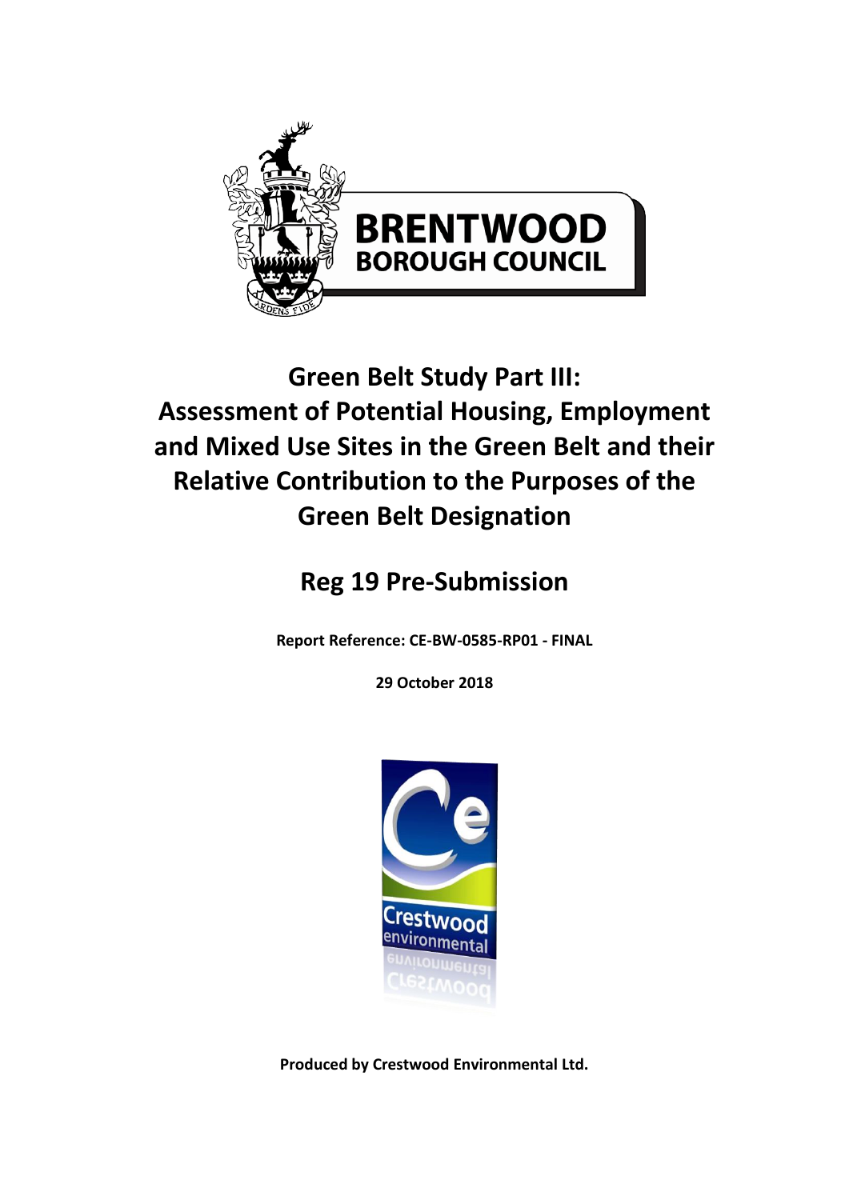BRENTWOOD
BOROUGH COUNCIL

# Green Belt Study Part III: Assessment of Potential Housing, Employment and Mixed Use Sites in the Green Belt and their Relative Contribution to the Purposes of the Green Belt Designation

## Reg 19 Pre-Submission

**Report Reference: CE-BW-0585-RP01 - FINAL**

**29 October 2018**

**Produced by Crestwood Environmental Ltd.**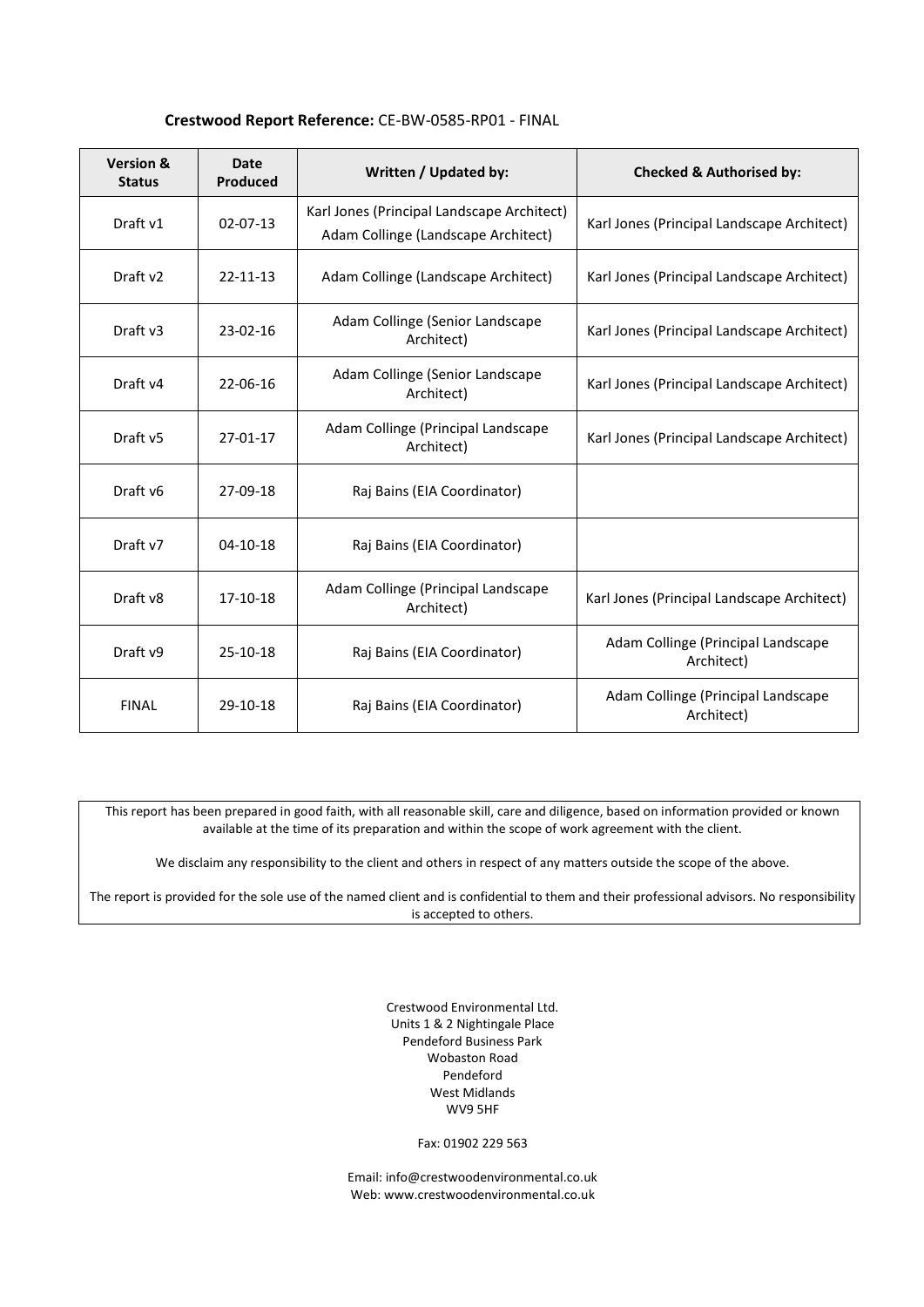**Crestwood Report Reference:** CE-BW-0585-RP01 - FINAL

| Version & Status | Date Produced | Written / Updated by: | Checked & Authorised by: |
|---|---|---|---|
| Draft v1 | 02-07-13 | Karl Jones (Principal Landscape Architect) Adam Collinge (Landscape Architect) | Karl Jones (Principal Landscape Architect) |
| Draft v2 | 22-11-13 | Adam Collinge (Landscape Architect) | Karl Jones (Principal Landscape Architect) |
| Draft v3 | 23-02-16 | Adam Collinge (Senior Landscape Architect) | Karl Jones (Principal Landscape Architect) |
| Draft v4 | 22-06-16 | Adam Collinge (Senior Landscape Architect) | Karl Jones (Principal Landscape Architect) |
| Draft v5 | 27-01-17 | Adam Collinge (Principal Landscape Architect) | Karl Jones (Principal Landscape Architect) |
| Draft v6 | 27-09-18 | Raj Bains (EIA Coordinator) | |
| Draft v7 | 04-10-18 | Raj Bains (EIA Coordinator) | |
| Draft v8 | 17-10-18 | Adam Collinge (Principal Landscape Architect) | Karl Jones (Principal Landscape Architect) |
| Draft v9 | 25-10-18 | Raj Bains (EIA Coordinator) | Adam Collinge (Principal Landscape Architect) |
| FINAL | 29-10-18 | Raj Bains (EIA Coordinator) | Adam Collinge (Principal Landscape Architect) |

This report has been prepared in good faith, with all reasonable skill, care and diligence, based on information provided or known available at the time of its preparation and within the scope of work agreement with the client.

We disclaim any responsibility to the client and others in respect of any matters outside the scope of the above.

The report is provided for the sole use of the named client and is confidential to them and their professional advisors. No responsibility is accepted to others.

Crestwood Environmental Ltd.
Units 1 & 2 Nightingale Place
Pendeford Business Park
Wobaston Road
Pendeford
West Midlands
WV9 5HF

Fax: 01902 229 563

Email: info@crestwoodenvironmental.co.uk
Web: www.crestwoodenvironmental.co.uk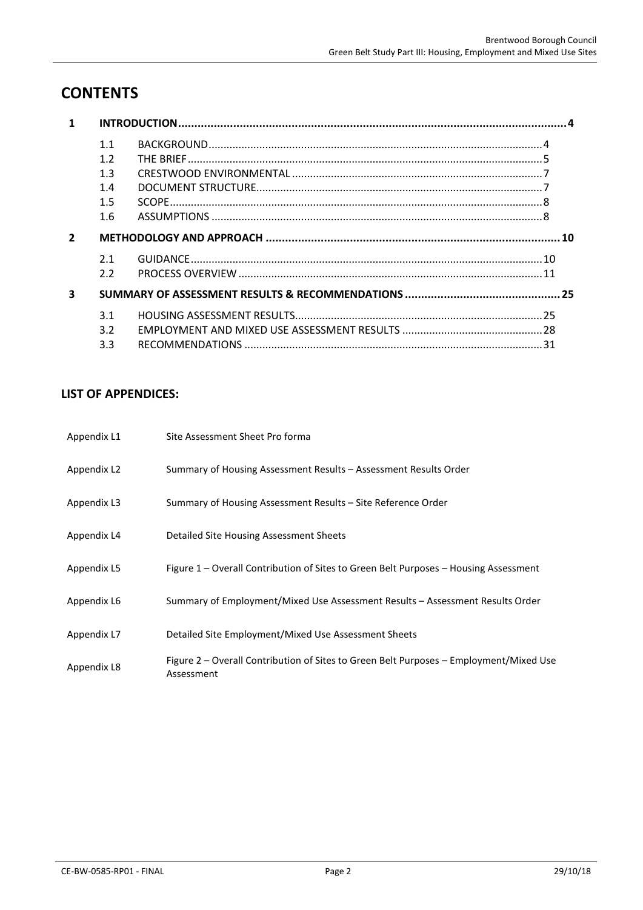# CONTENTS

| | | | |
|---|---|---|---|
| **1** | **INTRODUCTION** | | **4** |
| | 1.1 | BACKGROUND | 4 |
| | 1.2 | THE BRIEF | 5 |
| | 1.3 | CRESTWOOD ENVIRONMENTAL | 7 |
| | 1.4 | DOCUMENT STRUCTURE | 7 |
| | 1.5 | SCOPE | 8 |
| | 1.6 | ASSUMPTIONS | 8 |
| **2** | **METHODOLOGY AND APPROACH** | | **10** |
| | 2.1 | GUIDANCE | 10 |
| | 2.2 | PROCESS OVERVIEW | 11 |
| **3** | **SUMMARY OF ASSESSMENT RESULTS & RECOMMENDATIONS** | | **25** |
| | 3.1 | HOUSING ASSESSMENT RESULTS | 25 |
| | 3.2 | EMPLOYMENT AND MIXED USE ASSESSMENT RESULTS | 28 |
| | 3.3 | RECOMMENDATIONS | 31 |

## LIST OF APPENDICES:

| | |
|---|---|
| Appendix L1 | Site Assessment Sheet Pro forma |
| Appendix L2 | Summary of Housing Assessment Results – Assessment Results Order |
| Appendix L3 | Summary of Housing Assessment Results – Site Reference Order |
| Appendix L4 | Detailed Site Housing Assessment Sheets |
| Appendix L5 | Figure 1 – Overall Contribution of Sites to Green Belt Purposes – Housing Assessment |
| Appendix L6 | Summary of Employment/Mixed Use Assessment Results – Assessment Results Order |
| Appendix L7 | Detailed Site Employment/Mixed Use Assessment Sheets |
| Appendix L8 | Figure 2 – Overall Contribution of Sites to Green Belt Purposes – Employment/Mixed Use Assessment |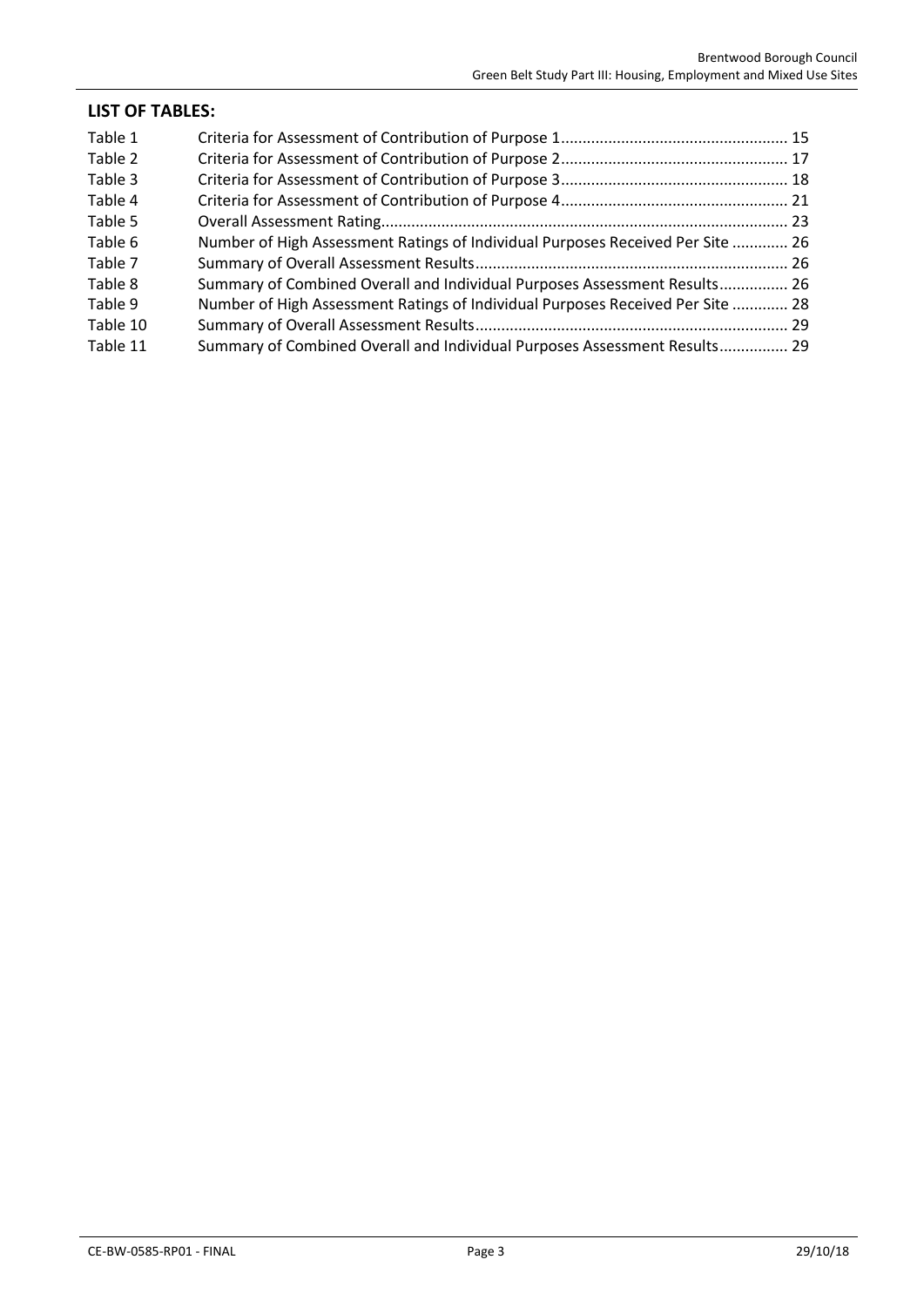## LIST OF TABLES:

| | | |
|---|---|---|
| Table 1 | Criteria for Assessment of Contribution of Purpose 1 | 15 |
| Table 2 | Criteria for Assessment of Contribution of Purpose 2 | 17 |
| Table 3 | Criteria for Assessment of Contribution of Purpose 3 | 18 |
| Table 4 | Criteria for Assessment of Contribution of Purpose 4 | 21 |
| Table 5 | Overall Assessment Rating | 23 |
| Table 6 | Number of High Assessment Ratings of Individual Purposes Received Per Site | 26 |
| Table 7 | Summary of Overall Assessment Results | 26 |
| Table 8 | Summary of Combined Overall and Individual Purposes Assessment Results | 26 |
| Table 9 | Number of High Assessment Ratings of Individual Purposes Received Per Site | 28 |
| Table 10 | Summary of Overall Assessment Results | 29 |
| Table 11 | Summary of Combined Overall and Individual Purposes Assessment Results | 29 |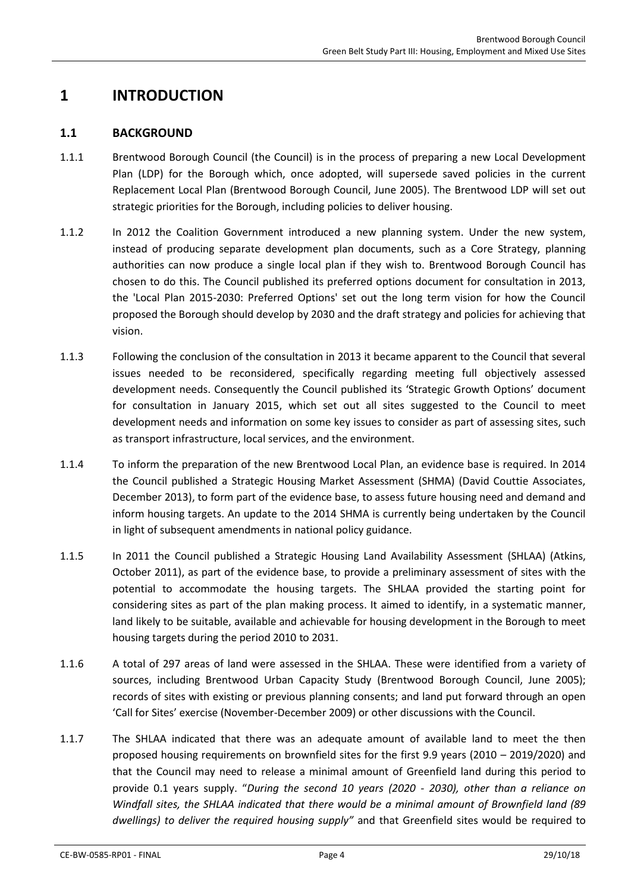# 1 INTRODUCTION

## 1.1 BACKGROUND

1.1.1 Brentwood Borough Council (the Council) is in the process of preparing a new Local Development Plan (LDP) for the Borough which, once adopted, will supersede saved policies in the current Replacement Local Plan (Brentwood Borough Council, June 2005). The Brentwood LDP will set out strategic priorities for the Borough, including policies to deliver housing.

1.1.2 In 2012 the Coalition Government introduced a new planning system. Under the new system, instead of producing separate development plan documents, such as a Core Strategy, planning authorities can now produce a single local plan if they wish to. Brentwood Borough Council has chosen to do this. The Council published its preferred options document for consultation in 2013, the 'Local Plan 2015-2030: Preferred Options' set out the long term vision for how the Council proposed the Borough should develop by 2030 and the draft strategy and policies for achieving that vision.

1.1.3 Following the conclusion of the consultation in 2013 it became apparent to the Council that several issues needed to be reconsidered, specifically regarding meeting full objectively assessed development needs. Consequently the Council published its 'Strategic Growth Options' document for consultation in January 2015, which set out all sites suggested to the Council to meet development needs and information on some key issues to consider as part of assessing sites, such as transport infrastructure, local services, and the environment.

1.1.4 To inform the preparation of the new Brentwood Local Plan, an evidence base is required. In 2014 the Council published a Strategic Housing Market Assessment (SHMA) (David Couttie Associates, December 2013), to form part of the evidence base, to assess future housing need and demand and inform housing targets. An update to the 2014 SHMA is currently being undertaken by the Council in light of subsequent amendments in national policy guidance.

1.1.5 In 2011 the Council published a Strategic Housing Land Availability Assessment (SHLAA) (Atkins, October 2011), as part of the evidence base, to provide a preliminary assessment of sites with the potential to accommodate the housing targets. The SHLAA provided the starting point for considering sites as part of the plan making process. It aimed to identify, in a systematic manner, land likely to be suitable, available and achievable for housing development in the Borough to meet housing targets during the period 2010 to 2031.

1.1.6 A total of 297 areas of land were assessed in the SHLAA. These were identified from a variety of sources, including Brentwood Urban Capacity Study (Brentwood Borough Council, June 2005); records of sites with existing or previous planning consents; and land put forward through an open 'Call for Sites' exercise (November-December 2009) or other discussions with the Council.

1.1.7 The SHLAA indicated that there was an adequate amount of available land to meet the then proposed housing requirements on brownfield sites for the first 9.9 years (2010 – 2019/2020) and that the Council may need to release a minimal amount of Greenfield land during this period to provide 0.1 years supply. "*During the second 10 years (2020 - 2030), other than a reliance on Windfall sites, the SHLAA indicated that there would be a minimal amount of Brownfield land (89 dwellings) to deliver the required housing supply"* and that Greenfield sites would be required to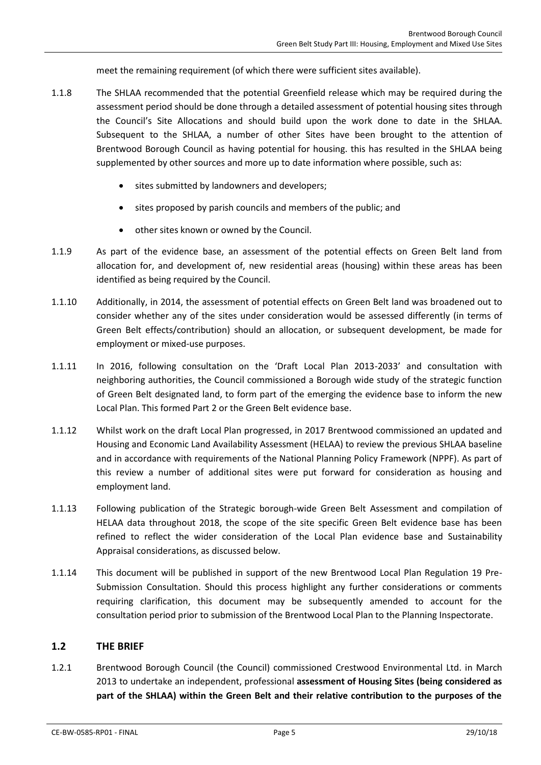meet the remaining requirement (of which there were sufficient sites available).

1.1.8 The SHLAA recommended that the potential Greenfield release which may be required during the assessment period should be done through a detailed assessment of potential housing sites through the Council's Site Allocations and should build upon the work done to date in the SHLAA. Subsequent to the SHLAA, a number of other Sites have been brought to the attention of Brentwood Borough Council as having potential for housing. this has resulted in the SHLAA being supplemented by other sources and more up to date information where possible, such as:

- sites submitted by landowners and developers;
- sites proposed by parish councils and members of the public; and
- other sites known or owned by the Council.

1.1.9 As part of the evidence base, an assessment of the potential effects on Green Belt land from allocation for, and development of, new residential areas (housing) within these areas has been identified as being required by the Council.

1.1.10 Additionally, in 2014, the assessment of potential effects on Green Belt land was broadened out to consider whether any of the sites under consideration would be assessed differently (in terms of Green Belt effects/contribution) should an allocation, or subsequent development, be made for employment or mixed-use purposes.

1.1.11 In 2016, following consultation on the 'Draft Local Plan 2013-2033' and consultation with neighboring authorities, the Council commissioned a Borough wide study of the strategic function of Green Belt designated land, to form part of the emerging the evidence base to inform the new Local Plan. This formed Part 2 or the Green Belt evidence base.

1.1.12 Whilst work on the draft Local Plan progressed, in 2017 Brentwood commissioned an updated and Housing and Economic Land Availability Assessment (HELAA) to review the previous SHLAA baseline and in accordance with requirements of the National Planning Policy Framework (NPPF). As part of this review a number of additional sites were put forward for consideration as housing and employment land.

1.1.13 Following publication of the Strategic borough-wide Green Belt Assessment and compilation of HELAA data throughout 2018, the scope of the site specific Green Belt evidence base has been refined to reflect the wider consideration of the Local Plan evidence base and Sustainability Appraisal considerations, as discussed below.

1.1.14 This document will be published in support of the new Brentwood Local Plan Regulation 19 Pre-Submission Consultation. Should this process highlight any further considerations or comments requiring clarification, this document may be subsequently amended to account for the consultation period prior to submission of the Brentwood Local Plan to the Planning Inspectorate.

## 1.2 THE BRIEF

1.2.1 Brentwood Borough Council (the Council) commissioned Crestwood Environmental Ltd. in March 2013 to undertake an independent, professional **assessment of Housing Sites (being considered as part of the SHLAA) within the Green Belt and their relative contribution to the purposes of the**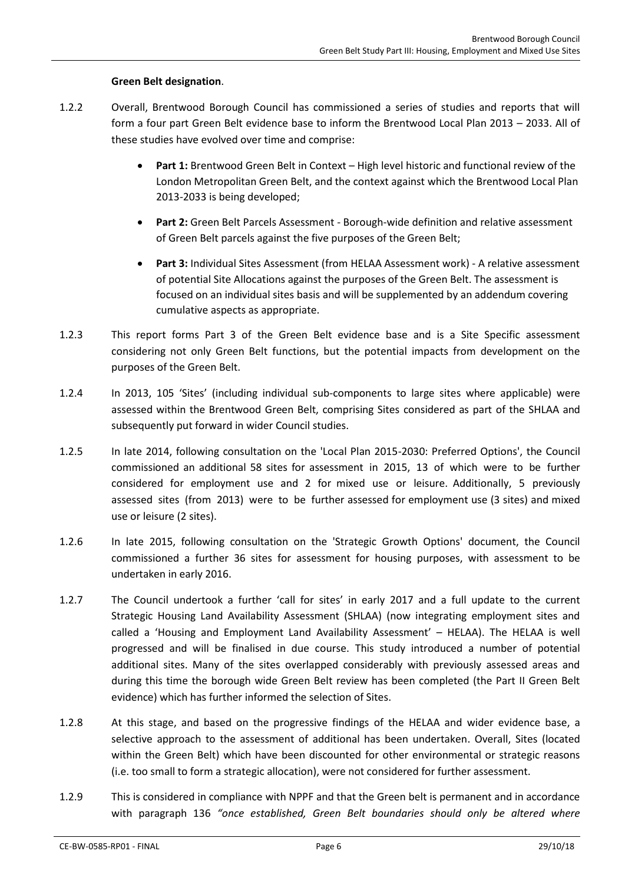**Green Belt designation**.

1.2.2 Overall, Brentwood Borough Council has commissioned a series of studies and reports that will form a four part Green Belt evidence base to inform the Brentwood Local Plan 2013 – 2033. All of these studies have evolved over time and comprise:

- **Part 1:** Brentwood Green Belt in Context – High level historic and functional review of the London Metropolitan Green Belt, and the context against which the Brentwood Local Plan 2013-2033 is being developed;
- **Part 2:** Green Belt Parcels Assessment - Borough-wide definition and relative assessment of Green Belt parcels against the five purposes of the Green Belt;
- **Part 3:** Individual Sites Assessment (from HELAA Assessment work) - A relative assessment of potential Site Allocations against the purposes of the Green Belt. The assessment is focused on an individual sites basis and will be supplemented by an addendum covering cumulative aspects as appropriate.

1.2.3 This report forms Part 3 of the Green Belt evidence base and is a Site Specific assessment considering not only Green Belt functions, but the potential impacts from development on the purposes of the Green Belt.

1.2.4 In 2013, 105 'Sites' (including individual sub-components to large sites where applicable) were assessed within the Brentwood Green Belt, comprising Sites considered as part of the SHLAA and subsequently put forward in wider Council studies.

1.2.5 In late 2014, following consultation on the 'Local Plan 2015-2030: Preferred Options', the Council commissioned an additional 58 sites for assessment in 2015, 13 of which were to be further considered for employment use and 2 for mixed use or leisure. Additionally, 5 previously assessed sites (from 2013) were to be further assessed for employment use (3 sites) and mixed use or leisure (2 sites).

1.2.6 In late 2015, following consultation on the 'Strategic Growth Options' document, the Council commissioned a further 36 sites for assessment for housing purposes, with assessment to be undertaken in early 2016.

1.2.7 The Council undertook a further 'call for sites' in early 2017 and a full update to the current Strategic Housing Land Availability Assessment (SHLAA) (now integrating employment sites and called a 'Housing and Employment Land Availability Assessment' – HELAA). The HELAA is well progressed and will be finalised in due course. This study introduced a number of potential additional sites. Many of the sites overlapped considerably with previously assessed areas and during this time the borough wide Green Belt review has been completed (the Part II Green Belt evidence) which has further informed the selection of Sites.

1.2.8 At this stage, and based on the progressive findings of the HELAA and wider evidence base, a selective approach to the assessment of additional has been undertaken. Overall, Sites (located within the Green Belt) which have been discounted for other environmental or strategic reasons (i.e. too small to form a strategic allocation), were not considered for further assessment.

1.2.9 This is considered in compliance with NPPF and that the Green belt is permanent and in accordance with paragraph 136 *"once established, Green Belt boundaries should only be altered where*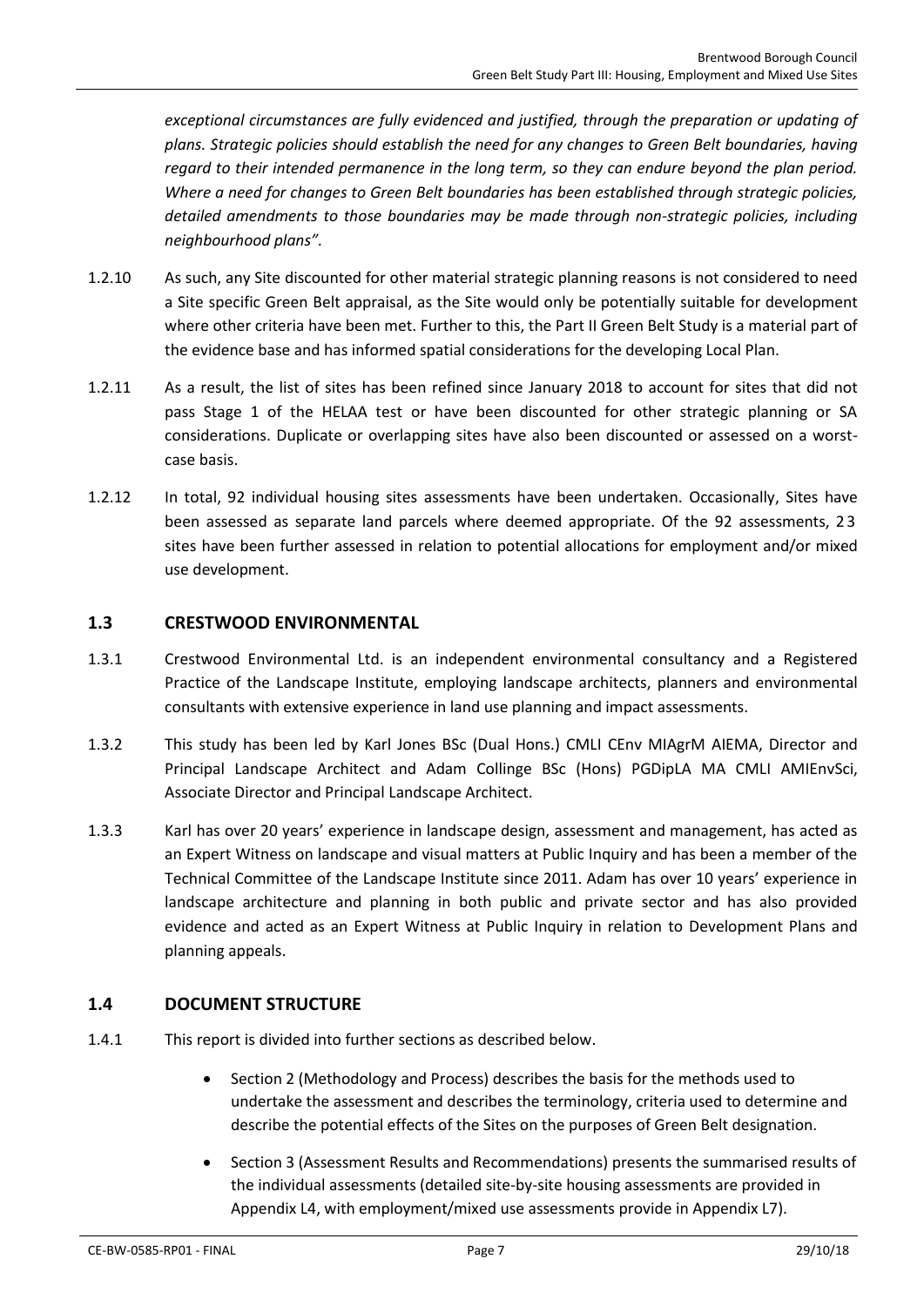*exceptional circumstances are fully evidenced and justified, through the preparation or updating of plans. Strategic policies should establish the need for any changes to Green Belt boundaries, having regard to their intended permanence in the long term, so they can endure beyond the plan period. Where a need for changes to Green Belt boundaries has been established through strategic policies, detailed amendments to those boundaries may be made through non-strategic policies, including neighbourhood plans".*

1.2.10 As such, any Site discounted for other material strategic planning reasons is not considered to need a Site specific Green Belt appraisal, as the Site would only be potentially suitable for development where other criteria have been met. Further to this, the Part II Green Belt Study is a material part of the evidence base and has informed spatial considerations for the developing Local Plan.

1.2.11 As a result, the list of sites has been refined since January 2018 to account for sites that did not pass Stage 1 of the HELAA test or have been discounted for other strategic planning or SA considerations. Duplicate or overlapping sites have also been discounted or assessed on a worst-case basis.

1.2.12 In total, 92 individual housing sites assessments have been undertaken. Occasionally, Sites have been assessed as separate land parcels where deemed appropriate. Of the 92 assessments, 23 sites have been further assessed in relation to potential allocations for employment and/or mixed use development.

## 1.3 CRESTWOOD ENVIRONMENTAL

1.3.1 Crestwood Environmental Ltd. is an independent environmental consultancy and a Registered Practice of the Landscape Institute, employing landscape architects, planners and environmental consultants with extensive experience in land use planning and impact assessments.

1.3.2 This study has been led by Karl Jones BSc (Dual Hons.) CMLI CEnv MIAgrM AIEMA, Director and Principal Landscape Architect and Adam Collinge BSc (Hons) PGDipLA MA CMLI AMIEnvSci, Associate Director and Principal Landscape Architect.

1.3.3 Karl has over 20 years' experience in landscape design, assessment and management, has acted as an Expert Witness on landscape and visual matters at Public Inquiry and has been a member of the Technical Committee of the Landscape Institute since 2011. Adam has over 10 years' experience in landscape architecture and planning in both public and private sector and has also provided evidence and acted as an Expert Witness at Public Inquiry in relation to Development Plans and planning appeals.

## 1.4 DOCUMENT STRUCTURE

1.4.1 This report is divided into further sections as described below.

- Section 2 (Methodology and Process) describes the basis for the methods used to undertake the assessment and describes the terminology, criteria used to determine and describe the potential effects of the Sites on the purposes of Green Belt designation.
- Section 3 (Assessment Results and Recommendations) presents the summarised results of the individual assessments (detailed site-by-site housing assessments are provided in Appendix L4, with employment/mixed use assessments provide in Appendix L7).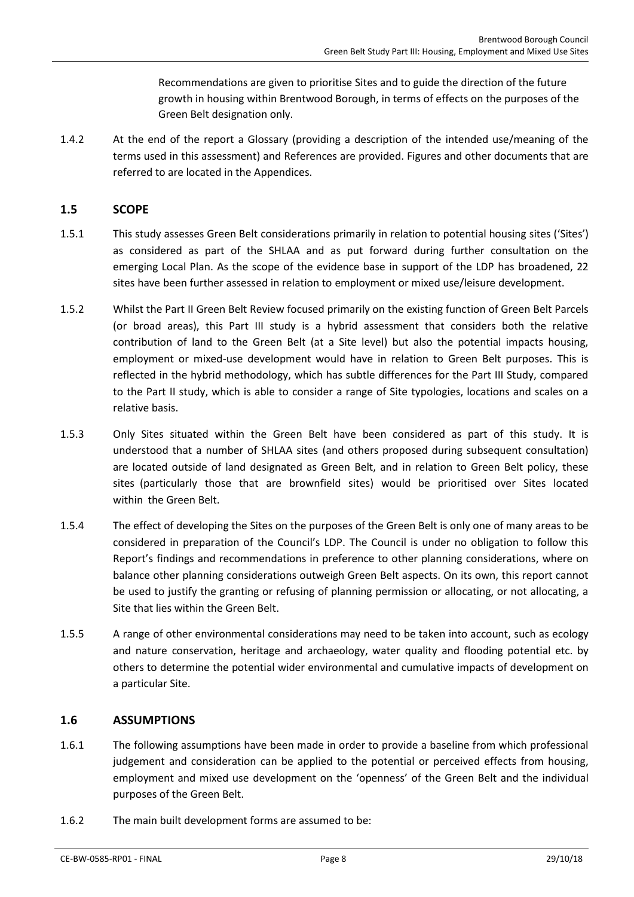Recommendations are given to prioritise Sites and to guide the direction of the future growth in housing within Brentwood Borough, in terms of effects on the purposes of the Green Belt designation only.

1.4.2 At the end of the report a Glossary (providing a description of the intended use/meaning of the terms used in this assessment) and References are provided. Figures and other documents that are referred to are located in the Appendices.

## 1.5 SCOPE

1.5.1 This study assesses Green Belt considerations primarily in relation to potential housing sites ('Sites') as considered as part of the SHLAA and as put forward during further consultation on the emerging Local Plan. As the scope of the evidence base in support of the LDP has broadened, 22 sites have been further assessed in relation to employment or mixed use/leisure development.

1.5.2 Whilst the Part II Green Belt Review focused primarily on the existing function of Green Belt Parcels (or broad areas), this Part III study is a hybrid assessment that considers both the relative contribution of land to the Green Belt (at a Site level) but also the potential impacts housing, employment or mixed-use development would have in relation to Green Belt purposes. This is reflected in the hybrid methodology, which has subtle differences for the Part III Study, compared to the Part II study, which is able to consider a range of Site typologies, locations and scales on a relative basis.

1.5.3 Only Sites situated within the Green Belt have been considered as part of this study. It is understood that a number of SHLAA sites (and others proposed during subsequent consultation) are located outside of land designated as Green Belt, and in relation to Green Belt policy, these sites (particularly those that are brownfield sites) would be prioritised over Sites located within the Green Belt.

1.5.4 The effect of developing the Sites on the purposes of the Green Belt is only one of many areas to be considered in preparation of the Council's LDP. The Council is under no obligation to follow this Report's findings and recommendations in preference to other planning considerations, where on balance other planning considerations outweigh Green Belt aspects. On its own, this report cannot be used to justify the granting or refusing of planning permission or allocating, or not allocating, a Site that lies within the Green Belt.

1.5.5 A range of other environmental considerations may need to be taken into account, such as ecology and nature conservation, heritage and archaeology, water quality and flooding potential etc. by others to determine the potential wider environmental and cumulative impacts of development on a particular Site.

## 1.6 ASSUMPTIONS

1.6.1 The following assumptions have been made in order to provide a baseline from which professional judgement and consideration can be applied to the potential or perceived effects from housing, employment and mixed use development on the 'openness' of the Green Belt and the individual purposes of the Green Belt.

1.6.2 The main built development forms are assumed to be: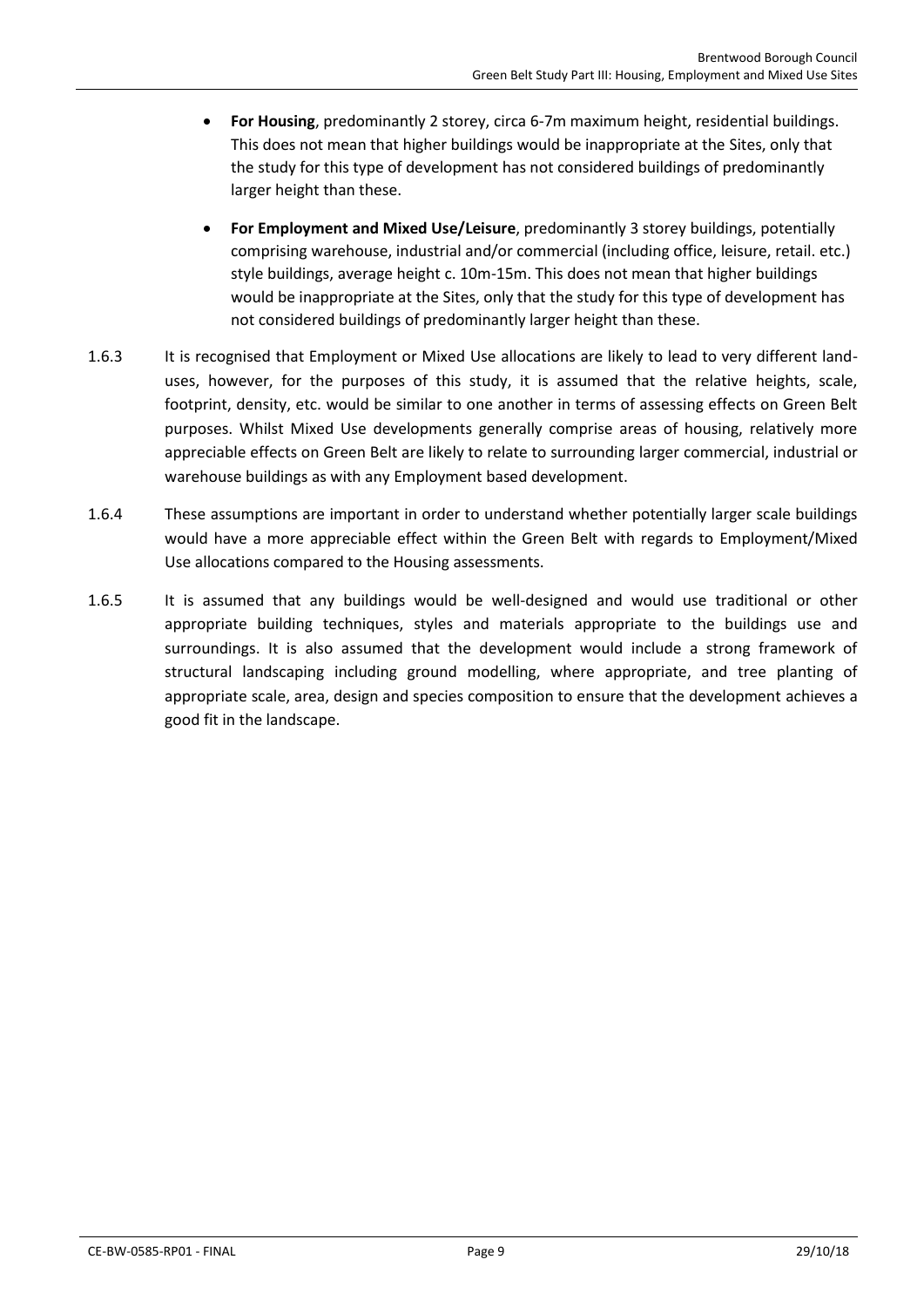- **For Housing**, predominantly 2 storey, circa 6-7m maximum height, residential buildings. This does not mean that higher buildings would be inappropriate at the Sites, only that the study for this type of development has not considered buildings of predominantly larger height than these.
- **For Employment and Mixed Use/Leisure**, predominantly 3 storey buildings, potentially comprising warehouse, industrial and/or commercial (including office, leisure, retail. etc.) style buildings, average height c. 10m-15m. This does not mean that higher buildings would be inappropriate at the Sites, only that the study for this type of development has not considered buildings of predominantly larger height than these.

1.6.3 It is recognised that Employment or Mixed Use allocations are likely to lead to very different land-uses, however, for the purposes of this study, it is assumed that the relative heights, scale, footprint, density, etc. would be similar to one another in terms of assessing effects on Green Belt purposes. Whilst Mixed Use developments generally comprise areas of housing, relatively more appreciable effects on Green Belt are likely to relate to surrounding larger commercial, industrial or warehouse buildings as with any Employment based development.

1.6.4 These assumptions are important in order to understand whether potentially larger scale buildings would have a more appreciable effect within the Green Belt with regards to Employment/Mixed Use allocations compared to the Housing assessments.

1.6.5 It is assumed that any buildings would be well-designed and would use traditional or other appropriate building techniques, styles and materials appropriate to the buildings use and surroundings. It is also assumed that the development would include a strong framework of structural landscaping including ground modelling, where appropriate, and tree planting of appropriate scale, area, design and species composition to ensure that the development achieves a good fit in the landscape.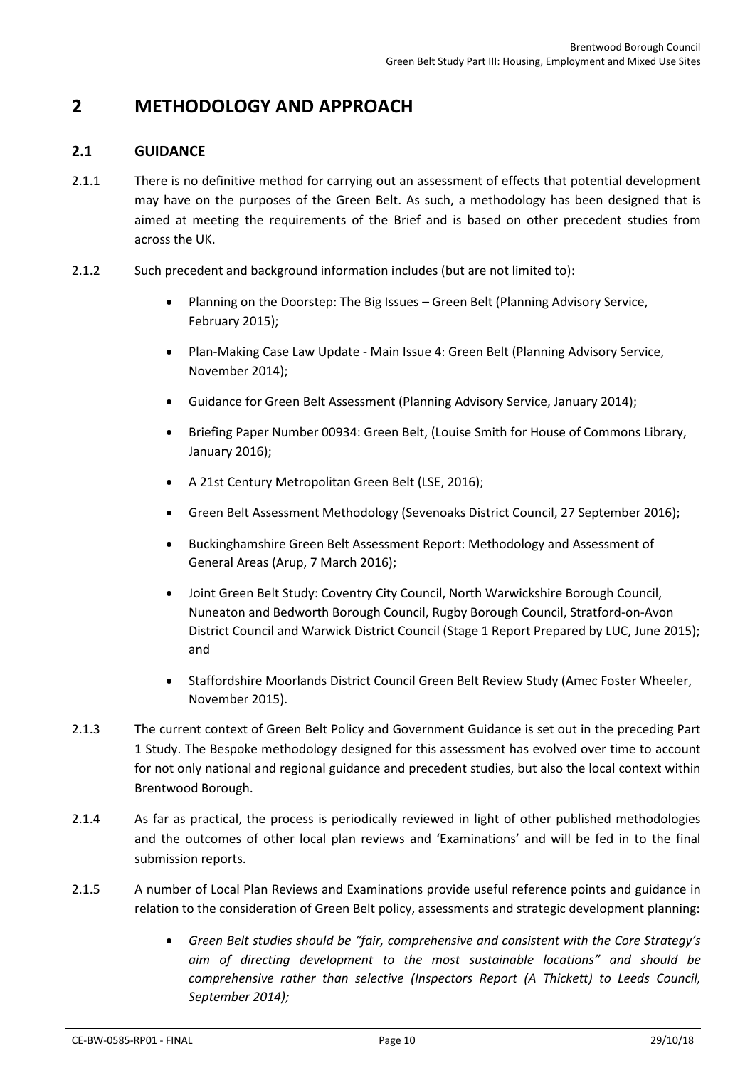# 2 METHODOLOGY AND APPROACH

## 2.1 GUIDANCE

2.1.1 There is no definitive method for carrying out an assessment of effects that potential development may have on the purposes of the Green Belt. As such, a methodology has been designed that is aimed at meeting the requirements of the Brief and is based on other precedent studies from across the UK.

2.1.2 Such precedent and background information includes (but are not limited to):

- Planning on the Doorstep: The Big Issues – Green Belt (Planning Advisory Service, February 2015);
- Plan-Making Case Law Update - Main Issue 4: Green Belt (Planning Advisory Service, November 2014);
- Guidance for Green Belt Assessment (Planning Advisory Service, January 2014);
- Briefing Paper Number 00934: Green Belt, (Louise Smith for House of Commons Library, January 2016);
- A 21st Century Metropolitan Green Belt (LSE, 2016);
- Green Belt Assessment Methodology (Sevenoaks District Council, 27 September 2016);
- Buckinghamshire Green Belt Assessment Report: Methodology and Assessment of General Areas (Arup, 7 March 2016);
- Joint Green Belt Study: Coventry City Council, North Warwickshire Borough Council, Nuneaton and Bedworth Borough Council, Rugby Borough Council, Stratford-on-Avon District Council and Warwick District Council (Stage 1 Report Prepared by LUC, June 2015); and
- Staffordshire Moorlands District Council Green Belt Review Study (Amec Foster Wheeler, November 2015).

2.1.3 The current context of Green Belt Policy and Government Guidance is set out in the preceding Part 1 Study. The Bespoke methodology designed for this assessment has evolved over time to account for not only national and regional guidance and precedent studies, but also the local context within Brentwood Borough.

2.1.4 As far as practical, the process is periodically reviewed in light of other published methodologies and the outcomes of other local plan reviews and 'Examinations' and will be fed in to the final submission reports.

2.1.5 A number of Local Plan Reviews and Examinations provide useful reference points and guidance in relation to the consideration of Green Belt policy, assessments and strategic development planning:

- *Green Belt studies should be "fair, comprehensive and consistent with the Core Strategy's aim of directing development to the most sustainable locations" and should be comprehensive rather than selective (Inspectors Report (A Thickett) to Leeds Council, September 2014);*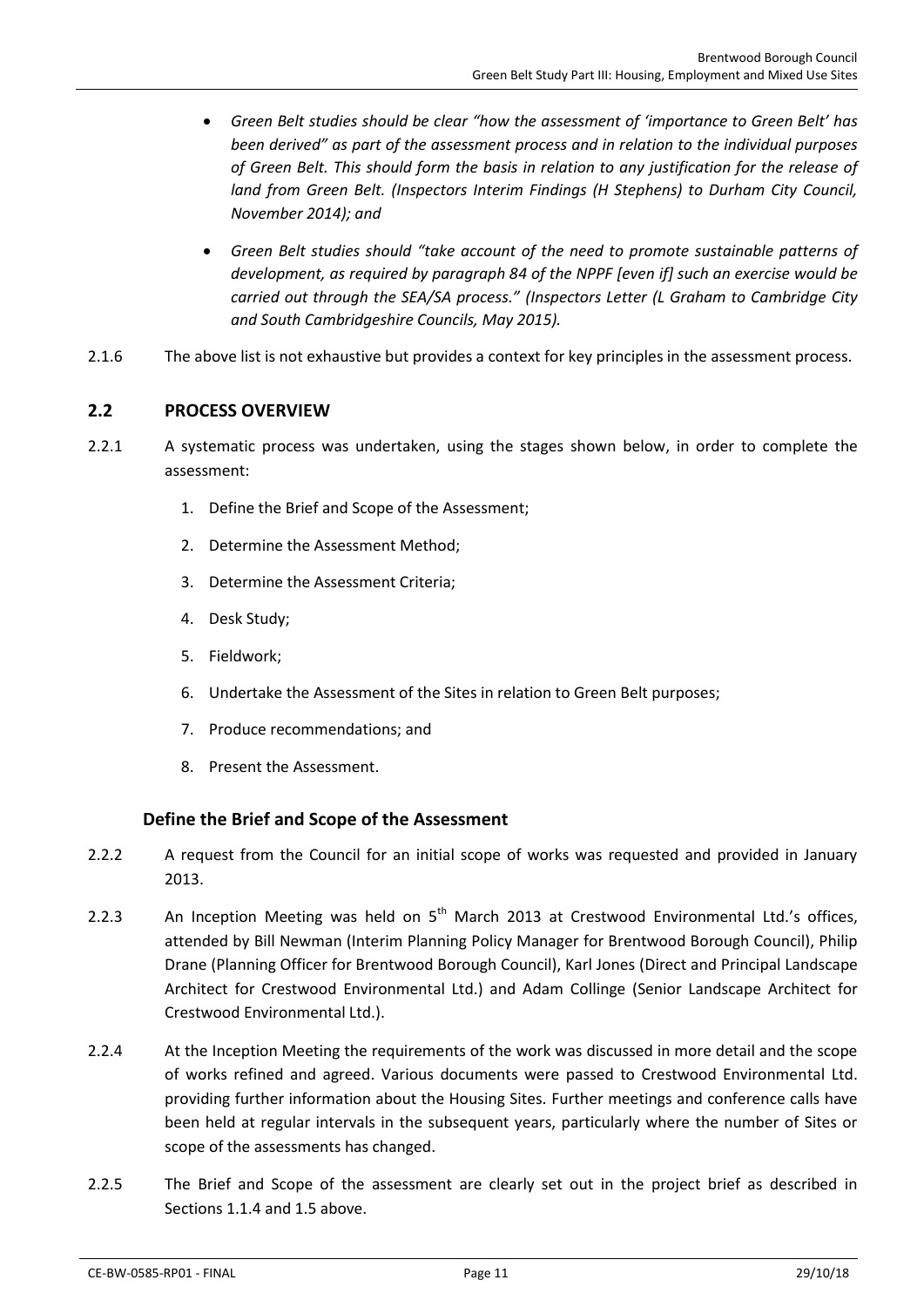- *Green Belt studies should be clear "how the assessment of 'importance to Green Belt' has been derived" as part of the assessment process and in relation to the individual purposes of Green Belt. This should form the basis in relation to any justification for the release of land from Green Belt. (Inspectors Interim Findings (H Stephens) to Durham City Council, November 2014); and*
- *Green Belt studies should "take account of the need to promote sustainable patterns of development, as required by paragraph 84 of the NPPF [even if] such an exercise would be carried out through the SEA/SA process." (Inspectors Letter (L Graham to Cambridge City and South Cambridgeshire Councils, May 2015).*

2.1.6 The above list is not exhaustive but provides a context for key principles in the assessment process.

## 2.2 PROCESS OVERVIEW

2.2.1 A systematic process was undertaken, using the stages shown below, in order to complete the assessment:

1. Define the Brief and Scope of the Assessment;
2. Determine the Assessment Method;
3. Determine the Assessment Criteria;
4. Desk Study;
5. Fieldwork;
6. Undertake the Assessment of the Sites in relation to Green Belt purposes;
7. Produce recommendations; and
8. Present the Assessment.

### Define the Brief and Scope of the Assessment

2.2.2 A request from the Council for an initial scope of works was requested and provided in January 2013.

2.2.3 An Inception Meeting was held on 5th March 2013 at Crestwood Environmental Ltd.'s offices, attended by Bill Newman (Interim Planning Policy Manager for Brentwood Borough Council), Philip Drane (Planning Officer for Brentwood Borough Council), Karl Jones (Direct and Principal Landscape Architect for Crestwood Environmental Ltd.) and Adam Collinge (Senior Landscape Architect for Crestwood Environmental Ltd.).

2.2.4 At the Inception Meeting the requirements of the work was discussed in more detail and the scope of works refined and agreed. Various documents were passed to Crestwood Environmental Ltd. providing further information about the Housing Sites. Further meetings and conference calls have been held at regular intervals in the subsequent years, particularly where the number of Sites or scope of the assessments has changed.

2.2.5 The Brief and Scope of the assessment are clearly set out in the project brief as described in Sections 1.1.4 and 1.5 above.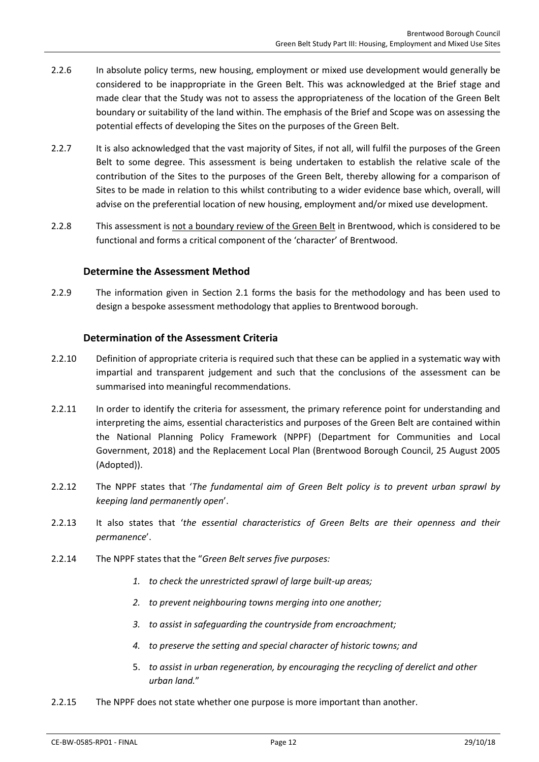2.2.6 In absolute policy terms, new housing, employment or mixed use development would generally be considered to be inappropriate in the Green Belt. This was acknowledged at the Brief stage and made clear that the Study was not to assess the appropriateness of the location of the Green Belt boundary or suitability of the land within. The emphasis of the Brief and Scope was on assessing the potential effects of developing the Sites on the purposes of the Green Belt.

2.2.7 It is also acknowledged that the vast majority of Sites, if not all, will fulfil the purposes of the Green Belt to some degree. This assessment is being undertaken to establish the relative scale of the contribution of the Sites to the purposes of the Green Belt, thereby allowing for a comparison of Sites to be made in relation to this whilst contributing to a wider evidence base which, overall, will advise on the preferential location of new housing, employment and/or mixed use development.

2.2.8 This assessment is <u>not a boundary review of the Green Belt</u> in Brentwood, which is considered to be functional and forms a critical component of the 'character' of Brentwood.

### Determine the Assessment Method

2.2.9 The information given in Section 2.1 forms the basis for the methodology and has been used to design a bespoke assessment methodology that applies to Brentwood borough.

### Determination of the Assessment Criteria

2.2.10 Definition of appropriate criteria is required such that these can be applied in a systematic way with impartial and transparent judgement and such that the conclusions of the assessment can be summarised into meaningful recommendations.

2.2.11 In order to identify the criteria for assessment, the primary reference point for understanding and interpreting the aims, essential characteristics and purposes of the Green Belt are contained within the National Planning Policy Framework (NPPF) (Department for Communities and Local Government, 2018) and the Replacement Local Plan (Brentwood Borough Council, 25 August 2005 (Adopted)).

2.2.12 The NPPF states that '*The fundamental aim of Green Belt policy is to prevent urban sprawl by keeping land permanently open*'.

2.2.13 It also states that '*the essential characteristics of Green Belts are their openness and their permanence*'.

2.2.14 The NPPF states that the "*Green Belt serves five purposes:*

1. *to check the unrestricted sprawl of large built-up areas;*
2. *to prevent neighbouring towns merging into one another;*
3. *to assist in safeguarding the countryside from encroachment;*
4. *to preserve the setting and special character of historic towns; and*
5. *to assist in urban regeneration, by encouraging the recycling of derelict and other urban land.*"

2.2.15 The NPPF does not state whether one purpose is more important than another.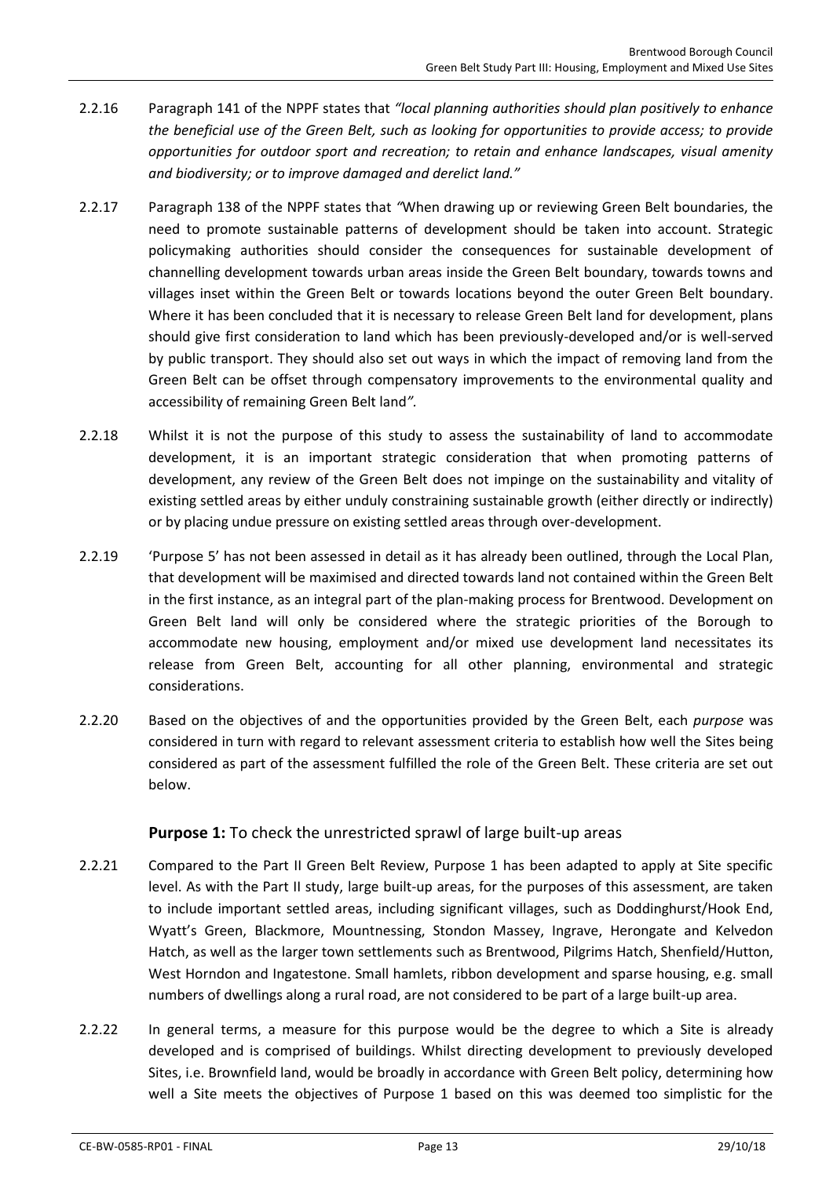2.2.16 Paragraph 141 of the NPPF states that *"local planning authorities should plan positively to enhance the beneficial use of the Green Belt, such as looking for opportunities to provide access; to provide opportunities for outdoor sport and recreation; to retain and enhance landscapes, visual amenity and biodiversity; or to improve damaged and derelict land."*

2.2.17 Paragraph 138 of the NPPF states that *"*When drawing up or reviewing Green Belt boundaries, the need to promote sustainable patterns of development should be taken into account. Strategic policymaking authorities should consider the consequences for sustainable development of channelling development towards urban areas inside the Green Belt boundary, towards towns and villages inset within the Green Belt or towards locations beyond the outer Green Belt boundary. Where it has been concluded that it is necessary to release Green Belt land for development, plans should give first consideration to land which has been previously-developed and/or is well-served by public transport. They should also set out ways in which the impact of removing land from the Green Belt can be offset through compensatory improvements to the environmental quality and accessibility of remaining Green Belt land*"*.

2.2.18 Whilst it is not the purpose of this study to assess the sustainability of land to accommodate development, it is an important strategic consideration that when promoting patterns of development, any review of the Green Belt does not impinge on the sustainability and vitality of existing settled areas by either unduly constraining sustainable growth (either directly or indirectly) or by placing undue pressure on existing settled areas through over-development.

2.2.19 'Purpose 5' has not been assessed in detail as it has already been outlined, through the Local Plan, that development will be maximised and directed towards land not contained within the Green Belt in the first instance, as an integral part of the plan-making process for Brentwood. Development on Green Belt land will only be considered where the strategic priorities of the Borough to accommodate new housing, employment and/or mixed use development land necessitates its release from Green Belt, accounting for all other planning, environmental and strategic considerations.

2.2.20 Based on the objectives of and the opportunities provided by the Green Belt, each *purpose* was considered in turn with regard to relevant assessment criteria to establish how well the Sites being considered as part of the assessment fulfilled the role of the Green Belt. These criteria are set out below.

### **Purpose 1:** To check the unrestricted sprawl of large built-up areas

2.2.21 Compared to the Part II Green Belt Review, Purpose 1 has been adapted to apply at Site specific level. As with the Part II study, large built-up areas, for the purposes of this assessment, are taken to include important settled areas, including significant villages, such as Doddinghurst/Hook End, Wyatt's Green, Blackmore, Mountnessing, Stondon Massey, Ingrave, Herongate and Kelvedon Hatch, as well as the larger town settlements such as Brentwood, Pilgrims Hatch, Shenfield/Hutton, West Horndon and Ingatestone. Small hamlets, ribbon development and sparse housing, e.g. small numbers of dwellings along a rural road, are not considered to be part of a large built-up area.

2.2.22 In general terms, a measure for this purpose would be the degree to which a Site is already developed and is comprised of buildings. Whilst directing development to previously developed Sites, i.e. Brownfield land, would be broadly in accordance with Green Belt policy, determining how well a Site meets the objectives of Purpose 1 based on this was deemed too simplistic for the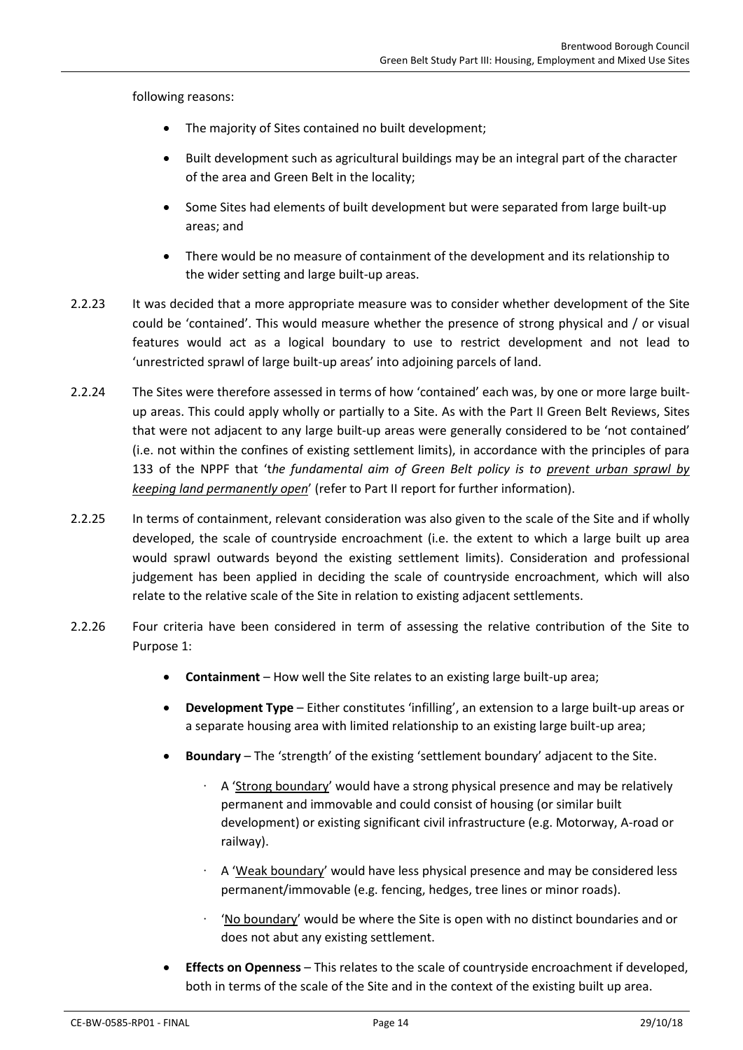following reasons:

- The majority of Sites contained no built development;
- Built development such as agricultural buildings may be an integral part of the character of the area and Green Belt in the locality;
- Some Sites had elements of built development but were separated from large built-up areas; and
- There would be no measure of containment of the development and its relationship to the wider setting and large built-up areas.

2.2.23 It was decided that a more appropriate measure was to consider whether development of the Site could be 'contained'. This would measure whether the presence of strong physical and / or visual features would act as a logical boundary to use to restrict development and not lead to 'unrestricted sprawl of large built-up areas' into adjoining parcels of land.

2.2.24 The Sites were therefore assessed in terms of how 'contained' each was, by one or more large built-up areas. This could apply wholly or partially to a Site. As with the Part II Green Belt Reviews, Sites that were not adjacent to any large built-up areas were generally considered to be 'not contained' (i.e. not within the confines of existing settlement limits), in accordance with the principles of para 133 of the NPPF that 't*he fundamental aim of Green Belt policy is to* <u>*prevent urban sprawl by keeping land permanently open*</u>' (refer to Part II report for further information).

2.2.25 In terms of containment, relevant consideration was also given to the scale of the Site and if wholly developed, the scale of countryside encroachment (i.e. the extent to which a large built up area would sprawl outwards beyond the existing settlement limits). Consideration and professional judgement has been applied in deciding the scale of countryside encroachment, which will also relate to the relative scale of the Site in relation to existing adjacent settlements.

2.2.26 Four criteria have been considered in term of assessing the relative contribution of the Site to Purpose 1:

- **Containment** – How well the Site relates to an existing large built-up area;
- **Development Type** – Either constitutes 'infilling', an extension to a large built-up areas or a separate housing area with limited relationship to an existing large built-up area;
- **Boundary** – The 'strength' of the existing 'settlement boundary' adjacent to the Site.
  - A '<u>Strong boundary</u>' would have a strong physical presence and may be relatively permanent and immovable and could consist of housing (or similar built development) or existing significant civil infrastructure (e.g. Motorway, A-road or railway).
  - A '<u>Weak boundary</u>' would have less physical presence and may be considered less permanent/immovable (e.g. fencing, hedges, tree lines or minor roads).
  - '<u>No boundary</u>' would be where the Site is open with no distinct boundaries and or does not abut any existing settlement.
- **Effects on Openness** – This relates to the scale of countryside encroachment if developed, both in terms of the scale of the Site and in the context of the existing built up area.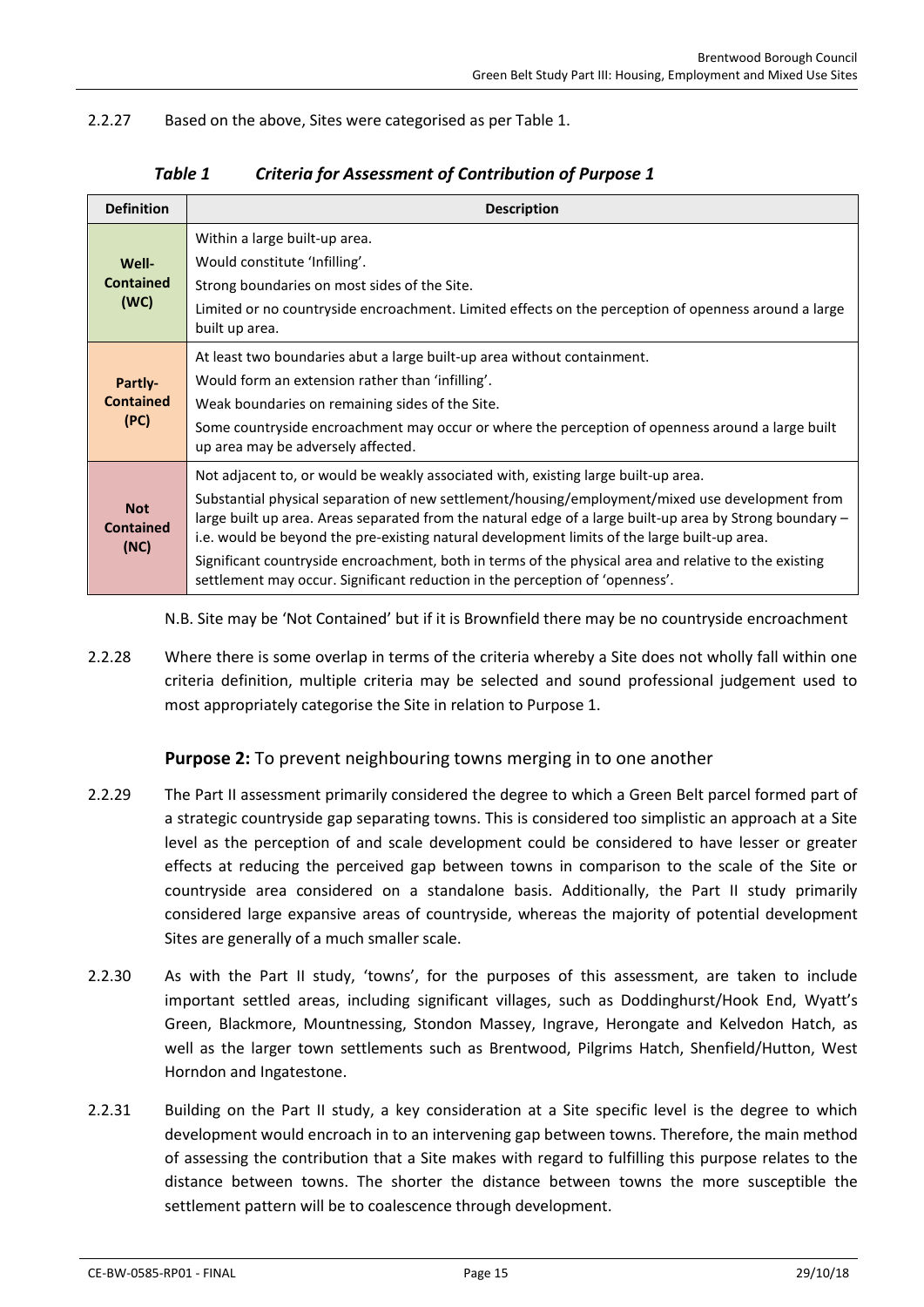2.2.27 Based on the above, Sites were categorised as per Table 1.

*Table 1 Criteria for Assessment of Contribution of Purpose 1*

| Definition | Description |
|---|---|
| **Well-Contained (WC)** | Within a large built-up area.<br>Would constitute 'Infilling'.<br>Strong boundaries on most sides of the Site.<br>Limited or no countryside encroachment. Limited effects on the perception of openness around a large built up area. |
| **Partly-Contained (PC)** | At least two boundaries abut a large built-up area without containment.<br>Would form an extension rather than 'infilling'.<br>Weak boundaries on remaining sides of the Site.<br>Some countryside encroachment may occur or where the perception of openness around a large built up area may be adversely affected. |
| **Not Contained (NC)** | Not adjacent to, or would be weakly associated with, existing large built-up area.<br>Substantial physical separation of new settlement/housing/employment/mixed use development from large built up area. Areas separated from the natural edge of a large built-up area by Strong boundary – i.e. would be beyond the pre-existing natural development limits of the large built-up area.<br>Significant countryside encroachment, both in terms of the physical area and relative to the existing settlement may occur. Significant reduction in the perception of 'openness'. |

N.B. Site may be 'Not Contained' but if it is Brownfield there may be no countryside encroachment

2.2.28 Where there is some overlap in terms of the criteria whereby a Site does not wholly fall within one criteria definition, multiple criteria may be selected and sound professional judgement used to most appropriately categorise the Site in relation to Purpose 1.

**Purpose 2:** To prevent neighbouring towns merging in to one another

2.2.29 The Part II assessment primarily considered the degree to which a Green Belt parcel formed part of a strategic countryside gap separating towns. This is considered too simplistic an approach at a Site level as the perception of and scale development could be considered to have lesser or greater effects at reducing the perceived gap between towns in comparison to the scale of the Site or countryside area considered on a standalone basis. Additionally, the Part II study primarily considered large expansive areas of countryside, whereas the majority of potential development Sites are generally of a much smaller scale.

2.2.30 As with the Part II study, 'towns', for the purposes of this assessment, are taken to include important settled areas, including significant villages, such as Doddinghurst/Hook End, Wyatt's Green, Blackmore, Mountnessing, Stondon Massey, Ingrave, Herongate and Kelvedon Hatch, as well as the larger town settlements such as Brentwood, Pilgrims Hatch, Shenfield/Hutton, West Horndon and Ingatestone.

2.2.31 Building on the Part II study, a key consideration at a Site specific level is the degree to which development would encroach in to an intervening gap between towns. Therefore, the main method of assessing the contribution that a Site makes with regard to fulfilling this purpose relates to the distance between towns. The shorter the distance between towns the more susceptible the settlement pattern will be to coalescence through development.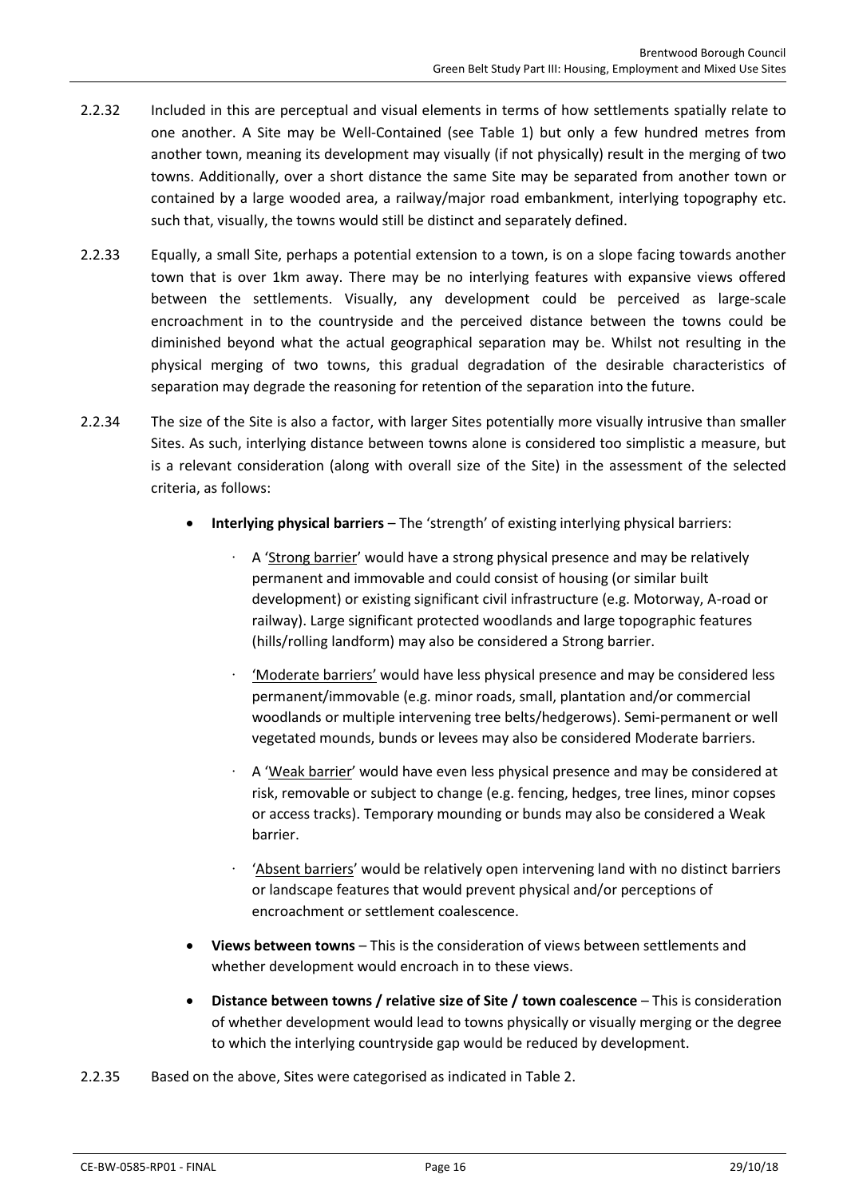2.2.32 Included in this are perceptual and visual elements in terms of how settlements spatially relate to one another. A Site may be Well-Contained (see Table 1) but only a few hundred metres from another town, meaning its development may visually (if not physically) result in the merging of two towns. Additionally, over a short distance the same Site may be separated from another town or contained by a large wooded area, a railway/major road embankment, interlying topography etc. such that, visually, the towns would still be distinct and separately defined.

2.2.33 Equally, a small Site, perhaps a potential extension to a town, is on a slope facing towards another town that is over 1km away. There may be no interlying features with expansive views offered between the settlements. Visually, any development could be perceived as large-scale encroachment in to the countryside and the perceived distance between the towns could be diminished beyond what the actual geographical separation may be. Whilst not resulting in the physical merging of two towns, this gradual degradation of the desirable characteristics of separation may degrade the reasoning for retention of the separation into the future.

2.2.34 The size of the Site is also a factor, with larger Sites potentially more visually intrusive than smaller Sites. As such, interlying distance between towns alone is considered too simplistic a measure, but is a relevant consideration (along with overall size of the Site) in the assessment of the selected criteria, as follows:

- **Interlying physical barriers** – The 'strength' of existing interlying physical barriers:
  - A 'Strong barrier' would have a strong physical presence and may be relatively permanent and immovable and could consist of housing (or similar built development) or existing significant civil infrastructure (e.g. Motorway, A-road or railway). Large significant protected woodlands and large topographic features (hills/rolling landform) may also be considered a Strong barrier.
  - 'Moderate barriers' would have less physical presence and may be considered less permanent/immovable (e.g. minor roads, small, plantation and/or commercial woodlands or multiple intervening tree belts/hedgerows). Semi-permanent or well vegetated mounds, bunds or levees may also be considered Moderate barriers.
  - A 'Weak barrier' would have even less physical presence and may be considered at risk, removable or subject to change (e.g. fencing, hedges, tree lines, minor copses or access tracks). Temporary mounding or bunds may also be considered a Weak barrier.
  - 'Absent barriers' would be relatively open intervening land with no distinct barriers or landscape features that would prevent physical and/or perceptions of encroachment or settlement coalescence.
- **Views between towns** – This is the consideration of views between settlements and whether development would encroach in to these views.
- **Distance between towns / relative size of Site / town coalescence** – This is consideration of whether development would lead to towns physically or visually merging or the degree to which the interlying countryside gap would be reduced by development.

2.2.35 Based on the above, Sites were categorised as indicated in Table 2.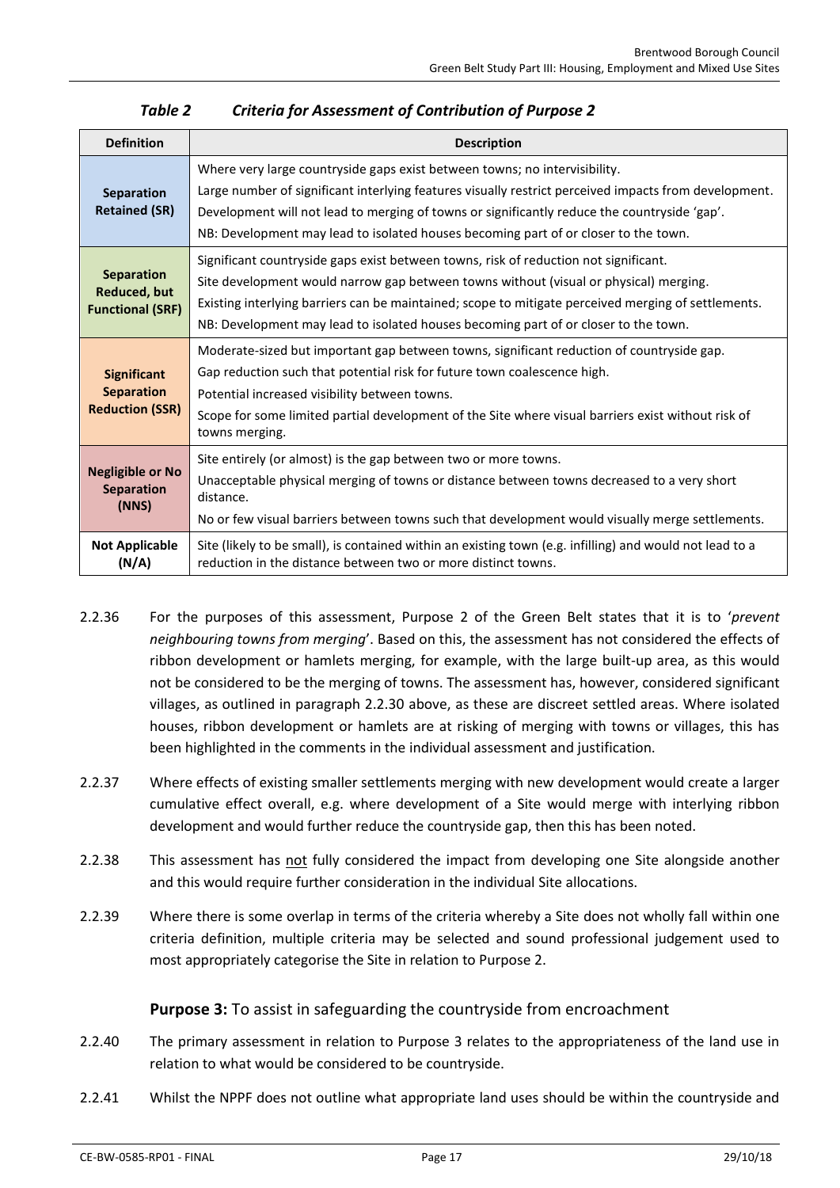*Table 2 Criteria for Assessment of Contribution of Purpose 2*

| Definition | Description |
|---|---|
| **Separation Retained (SR)** | Where very large countryside gaps exist between towns; no intervisibility.<br>Large number of significant interlying features visually restrict perceived impacts from development.<br>Development will not lead to merging of towns or significantly reduce the countryside 'gap'.<br>NB: Development may lead to isolated houses becoming part of or closer to the town. |
| **Separation Reduced, but Functional (SRF)** | Significant countryside gaps exist between towns, risk of reduction not significant.<br>Site development would narrow gap between towns without (visual or physical) merging.<br>Existing interlying barriers can be maintained; scope to mitigate perceived merging of settlements.<br>NB: Development may lead to isolated houses becoming part of or closer to the town. |
| **Significant Separation Reduction (SSR)** | Moderate-sized but important gap between towns, significant reduction of countryside gap.<br>Gap reduction such that potential risk for future town coalescence high.<br>Potential increased visibility between towns.<br>Scope for some limited partial development of the Site where visual barriers exist without risk of towns merging. |
| **Negligible or No Separation (NNS)** | Site entirely (or almost) is the gap between two or more towns.<br>Unacceptable physical merging of towns or distance between towns decreased to a very short distance.<br>No or few visual barriers between towns such that development would visually merge settlements. |
| **Not Applicable (N/A)** | Site (likely to be small), is contained within an existing town (e.g. infilling) and would not lead to a reduction in the distance between two or more distinct towns. |

2.2.36 For the purposes of this assessment, Purpose 2 of the Green Belt states that it is to '*prevent neighbouring towns from merging*'. Based on this, the assessment has not considered the effects of ribbon development or hamlets merging, for example, with the large built-up area, as this would not be considered to be the merging of towns. The assessment has, however, considered significant villages, as outlined in paragraph 2.2.30 above, as these are discreet settled areas. Where isolated houses, ribbon development or hamlets are at risking of merging with towns or villages, this has been highlighted in the comments in the individual assessment and justification.

2.2.37 Where effects of existing smaller settlements merging with new development would create a larger cumulative effect overall, e.g. where development of a Site would merge with interlying ribbon development and would further reduce the countryside gap, then this has been noted.

2.2.38 This assessment has not fully considered the impact from developing one Site alongside another and this would require further consideration in the individual Site allocations.

2.2.39 Where there is some overlap in terms of the criteria whereby a Site does not wholly fall within one criteria definition, multiple criteria may be selected and sound professional judgement used to most appropriately categorise the Site in relation to Purpose 2.

### **Purpose 3:** To assist in safeguarding the countryside from encroachment

2.2.40 The primary assessment in relation to Purpose 3 relates to the appropriateness of the land use in relation to what would be considered to be countryside.

2.2.41 Whilst the NPPF does not outline what appropriate land uses should be within the countryside and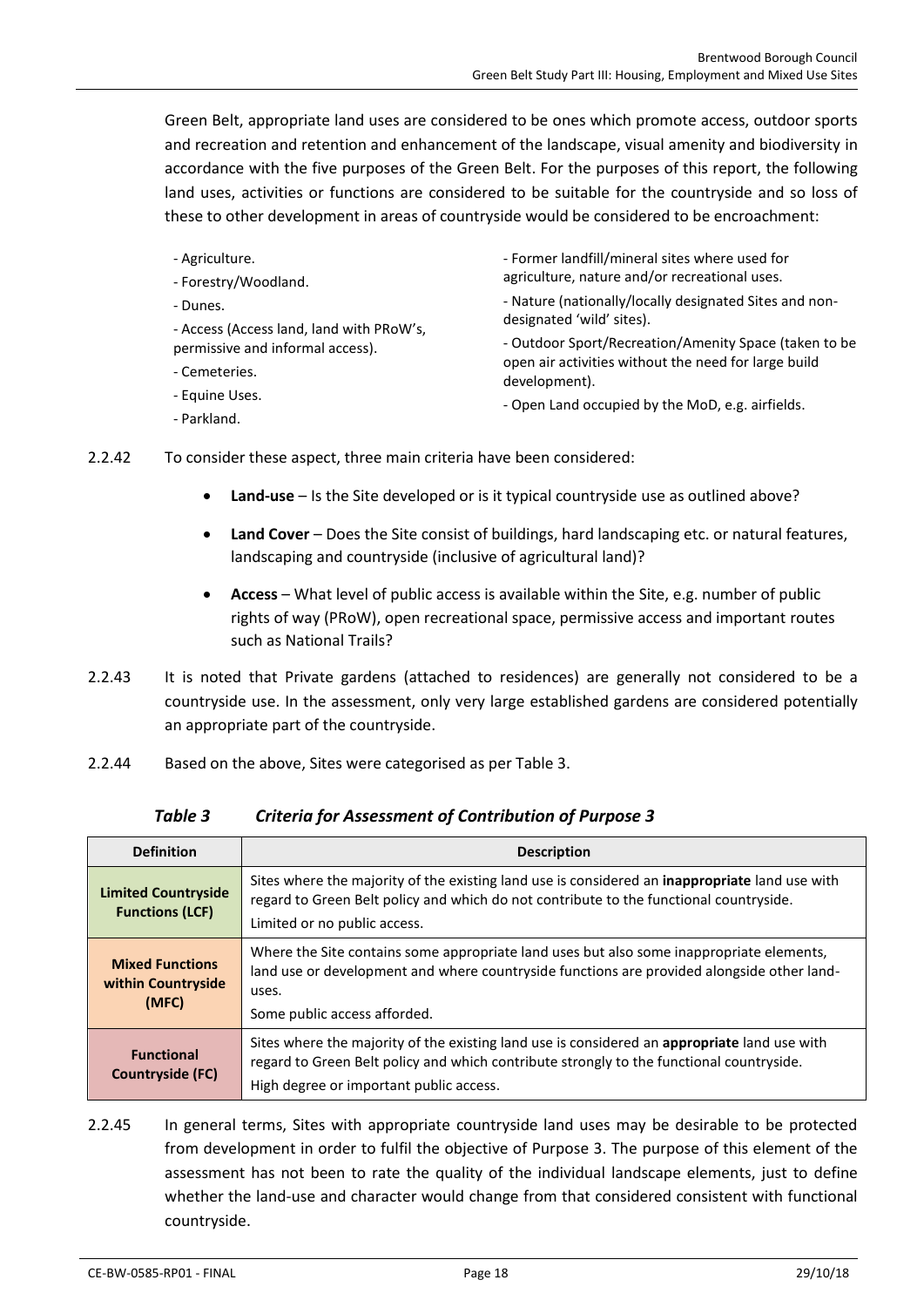Green Belt, appropriate land uses are considered to be ones which promote access, outdoor sports and recreation and retention and enhancement of the landscape, visual amenity and biodiversity in accordance with the five purposes of the Green Belt. For the purposes of this report, the following land uses, activities or functions are considered to be suitable for the countryside and so loss of these to other development in areas of countryside would be considered to be encroachment:

- Agriculture.
- Forestry/Woodland.
- Dunes.
- Access (Access land, land with PRoW's, permissive and informal access).
- Cemeteries.
- Equine Uses.
- Parkland.
- Former landfill/mineral sites where used for agriculture, nature and/or recreational uses.
- Nature (nationally/locally designated Sites and non-designated 'wild' sites).
- Outdoor Sport/Recreation/Amenity Space (taken to be open air activities without the need for large build development).
- Open Land occupied by the MoD, e.g. airfields.

2.2.42 To consider these aspect, three main criteria have been considered:

- **Land-use** – Is the Site developed or is it typical countryside use as outlined above?
- **Land Cover** – Does the Site consist of buildings, hard landscaping etc. or natural features, landscaping and countryside (inclusive of agricultural land)?
- **Access** – What level of public access is available within the Site, e.g. number of public rights of way (PRoW), open recreational space, permissive access and important routes such as National Trails?

2.2.43 It is noted that Private gardens (attached to residences) are generally not considered to be a countryside use. In the assessment, only very large established gardens are considered potentially an appropriate part of the countryside.

2.2.44 Based on the above, Sites were categorised as per Table 3.

*Table 3 Criteria for Assessment of Contribution of Purpose 3*

| Definition | Description |
|---|---|
| **Limited Countryside Functions (LCF)** | Sites where the majority of the existing land use is considered an **inappropriate** land use with regard to Green Belt policy and which do not contribute to the functional countryside.<br>Limited or no public access. |
| **Mixed Functions within Countryside (MFC)** | Where the Site contains some appropriate land uses but also some inappropriate elements, land use or development and where countryside functions are provided alongside other land-uses.<br>Some public access afforded. |
| **Functional Countryside (FC)** | Sites where the majority of the existing land use is considered an **appropriate** land use with regard to Green Belt policy and which contribute strongly to the functional countryside.<br>High degree or important public access. |

2.2.45 In general terms, Sites with appropriate countryside land uses may be desirable to be protected from development in order to fulfil the objective of Purpose 3. The purpose of this element of the assessment has not been to rate the quality of the individual landscape elements, just to define whether the land-use and character would change from that considered consistent with functional countryside.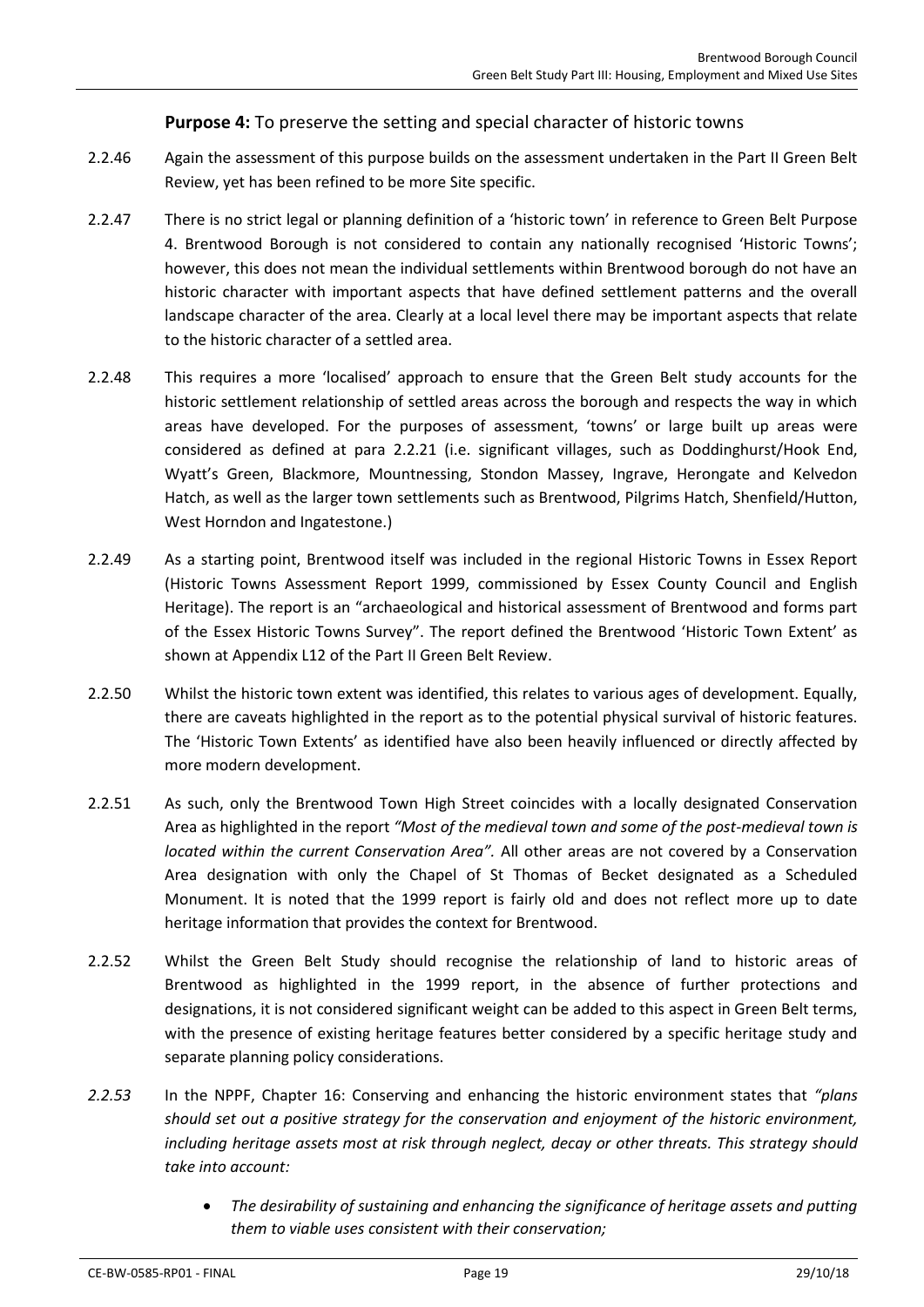**Purpose 4:** To preserve the setting and special character of historic towns

2.2.46 Again the assessment of this purpose builds on the assessment undertaken in the Part II Green Belt Review, yet has been refined to be more Site specific.

2.2.47 There is no strict legal or planning definition of a 'historic town' in reference to Green Belt Purpose 4. Brentwood Borough is not considered to contain any nationally recognised 'Historic Towns'; however, this does not mean the individual settlements within Brentwood borough do not have an historic character with important aspects that have defined settlement patterns and the overall landscape character of the area. Clearly at a local level there may be important aspects that relate to the historic character of a settled area.

2.2.48 This requires a more 'localised' approach to ensure that the Green Belt study accounts for the historic settlement relationship of settled areas across the borough and respects the way in which areas have developed. For the purposes of assessment, 'towns' or large built up areas were considered as defined at para 2.2.21 (i.e. significant villages, such as Doddinghurst/Hook End, Wyatt's Green, Blackmore, Mountnessing, Stondon Massey, Ingrave, Herongate and Kelvedon Hatch, as well as the larger town settlements such as Brentwood, Pilgrims Hatch, Shenfield/Hutton, West Horndon and Ingatestone.)

2.2.49 As a starting point, Brentwood itself was included in the regional Historic Towns in Essex Report (Historic Towns Assessment Report 1999, commissioned by Essex County Council and English Heritage). The report is an "archaeological and historical assessment of Brentwood and forms part of the Essex Historic Towns Survey". The report defined the Brentwood 'Historic Town Extent' as shown at Appendix L12 of the Part II Green Belt Review.

2.2.50 Whilst the historic town extent was identified, this relates to various ages of development. Equally, there are caveats highlighted in the report as to the potential physical survival of historic features. The 'Historic Town Extents' as identified have also been heavily influenced or directly affected by more modern development.

2.2.51 As such, only the Brentwood Town High Street coincides with a locally designated Conservation Area as highlighted in the report *"Most of the medieval town and some of the post-medieval town is located within the current Conservation Area".* All other areas are not covered by a Conservation Area designation with only the Chapel of St Thomas of Becket designated as a Scheduled Monument. It is noted that the 1999 report is fairly old and does not reflect more up to date heritage information that provides the context for Brentwood.

2.2.52 Whilst the Green Belt Study should recognise the relationship of land to historic areas of Brentwood as highlighted in the 1999 report, in the absence of further protections and designations, it is not considered significant weight can be added to this aspect in Green Belt terms, with the presence of existing heritage features better considered by a specific heritage study and separate planning policy considerations.

*2.2.53* In the NPPF, Chapter 16: Conserving and enhancing the historic environment states that *"plans should set out a positive strategy for the conservation and enjoyment of the historic environment, including heritage assets most at risk through neglect, decay or other threats. This strategy should take into account:*

- *The desirability of sustaining and enhancing the significance of heritage assets and putting them to viable uses consistent with their conservation;*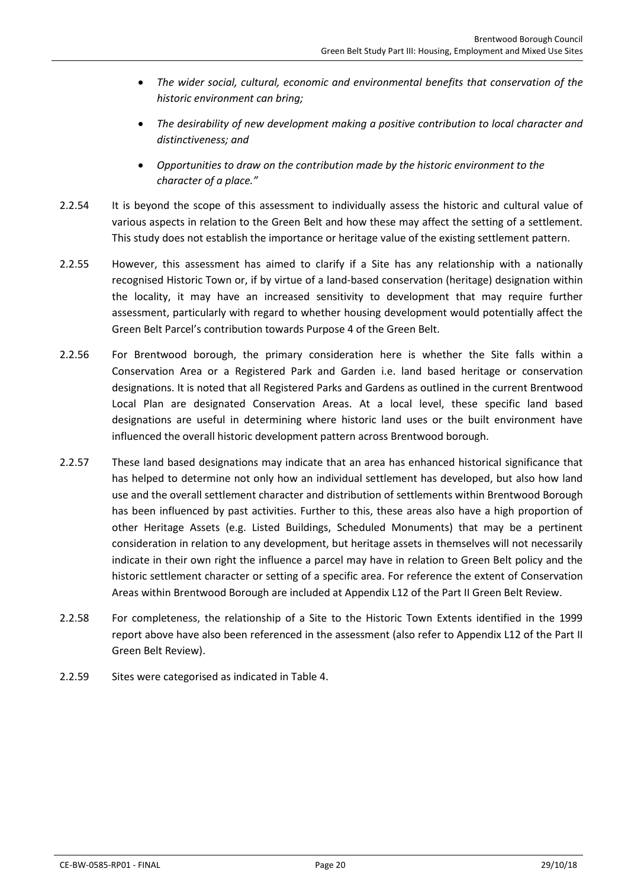- *The wider social, cultural, economic and environmental benefits that conservation of the historic environment can bring;*
- *The desirability of new development making a positive contribution to local character and distinctiveness; and*
- *Opportunities to draw on the contribution made by the historic environment to the character of a place."*

2.2.54 It is beyond the scope of this assessment to individually assess the historic and cultural value of various aspects in relation to the Green Belt and how these may affect the setting of a settlement. This study does not establish the importance or heritage value of the existing settlement pattern.

2.2.55 However, this assessment has aimed to clarify if a Site has any relationship with a nationally recognised Historic Town or, if by virtue of a land-based conservation (heritage) designation within the locality, it may have an increased sensitivity to development that may require further assessment, particularly with regard to whether housing development would potentially affect the Green Belt Parcel's contribution towards Purpose 4 of the Green Belt.

2.2.56 For Brentwood borough, the primary consideration here is whether the Site falls within a Conservation Area or a Registered Park and Garden i.e. land based heritage or conservation designations. It is noted that all Registered Parks and Gardens as outlined in the current Brentwood Local Plan are designated Conservation Areas. At a local level, these specific land based designations are useful in determining where historic land uses or the built environment have influenced the overall historic development pattern across Brentwood borough.

2.2.57 These land based designations may indicate that an area has enhanced historical significance that has helped to determine not only how an individual settlement has developed, but also how land use and the overall settlement character and distribution of settlements within Brentwood Borough has been influenced by past activities. Further to this, these areas also have a high proportion of other Heritage Assets (e.g. Listed Buildings, Scheduled Monuments) that may be a pertinent consideration in relation to any development, but heritage assets in themselves will not necessarily indicate in their own right the influence a parcel may have in relation to Green Belt policy and the historic settlement character or setting of a specific area. For reference the extent of Conservation Areas within Brentwood Borough are included at Appendix L12 of the Part II Green Belt Review.

2.2.58 For completeness, the relationship of a Site to the Historic Town Extents identified in the 1999 report above have also been referenced in the assessment (also refer to Appendix L12 of the Part II Green Belt Review).

2.2.59 Sites were categorised as indicated in Table 4.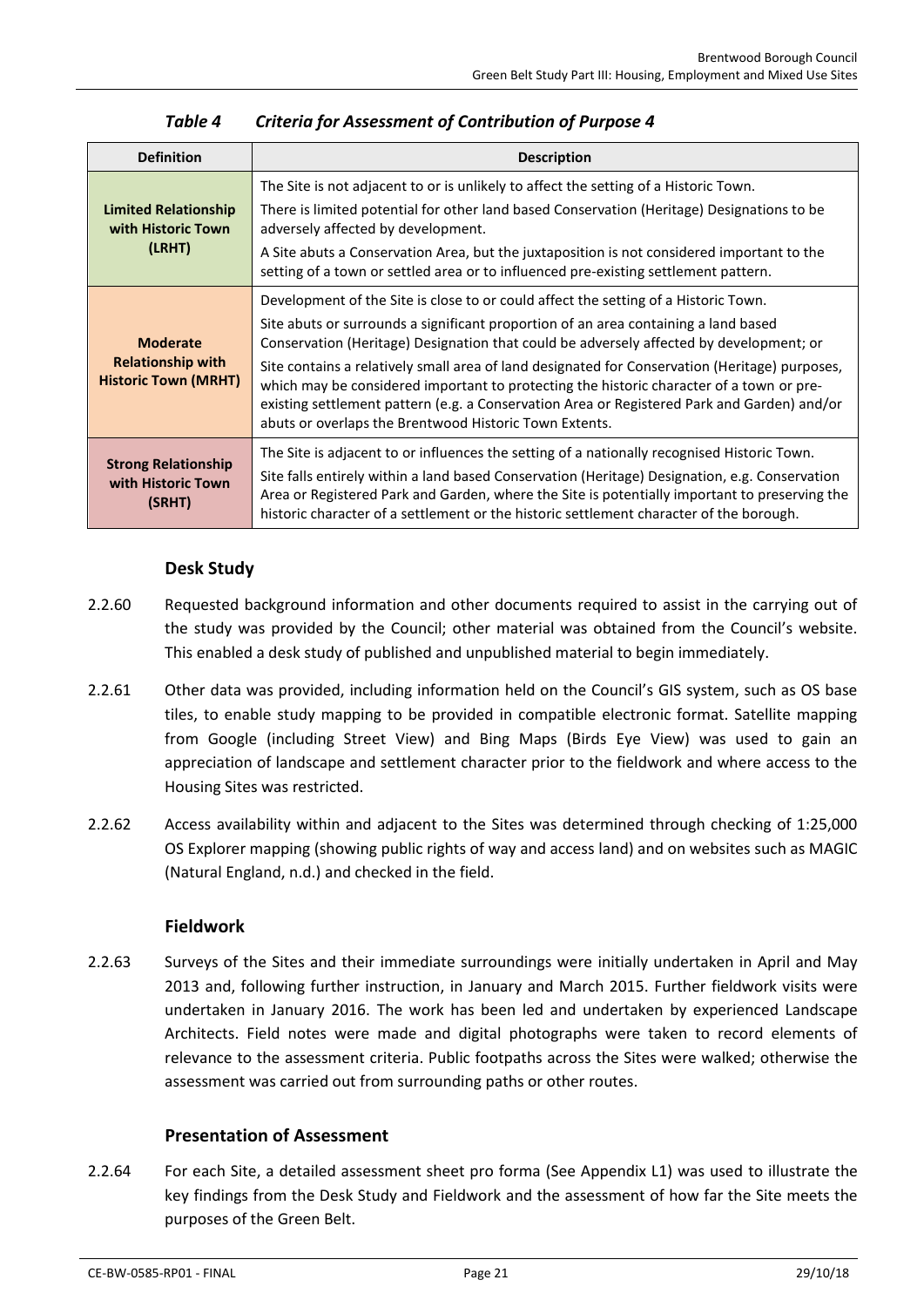*Table 4 Criteria for Assessment of Contribution of Purpose 4*

| Definition | Description |
|---|---|
| **Limited Relationship with Historic Town (LRHT)** | The Site is not adjacent to or is unlikely to affect the setting of a Historic Town.<br>There is limited potential for other land based Conservation (Heritage) Designations to be adversely affected by development.<br>A Site abuts a Conservation Area, but the juxtaposition is not considered important to the setting of a town or settled area or to influenced pre-existing settlement pattern. |
| **Moderate Relationship with Historic Town (MRHT)** | Development of the Site is close to or could affect the setting of a Historic Town.<br>Site abuts or surrounds a significant proportion of an area containing a land based Conservation (Heritage) Designation that could be adversely affected by development; or<br>Site contains a relatively small area of land designated for Conservation (Heritage) purposes, which may be considered important to protecting the historic character of a town or pre-existing settlement pattern (e.g. a Conservation Area or Registered Park and Garden) and/or abuts or overlaps the Brentwood Historic Town Extents. |
| **Strong Relationship with Historic Town (SRHT)** | The Site is adjacent to or influences the setting of a nationally recognised Historic Town.<br>Site falls entirely within a land based Conservation (Heritage) Designation, e.g. Conservation Area or Registered Park and Garden, where the Site is potentially important to preserving the historic character of a settlement or the historic settlement character of the borough. |

### Desk Study

2.2.60 Requested background information and other documents required to assist in the carrying out of the study was provided by the Council; other material was obtained from the Council's website. This enabled a desk study of published and unpublished material to begin immediately.

2.2.61 Other data was provided, including information held on the Council's GIS system, such as OS base tiles, to enable study mapping to be provided in compatible electronic format. Satellite mapping from Google (including Street View) and Bing Maps (Birds Eye View) was used to gain an appreciation of landscape and settlement character prior to the fieldwork and where access to the Housing Sites was restricted.

2.2.62 Access availability within and adjacent to the Sites was determined through checking of 1:25,000 OS Explorer mapping (showing public rights of way and access land) and on websites such as MAGIC (Natural England, n.d.) and checked in the field.

### Fieldwork

2.2.63 Surveys of the Sites and their immediate surroundings were initially undertaken in April and May 2013 and, following further instruction, in January and March 2015. Further fieldwork visits were undertaken in January 2016. The work has been led and undertaken by experienced Landscape Architects. Field notes were made and digital photographs were taken to record elements of relevance to the assessment criteria. Public footpaths across the Sites were walked; otherwise the assessment was carried out from surrounding paths or other routes.

### Presentation of Assessment

2.2.64 For each Site, a detailed assessment sheet pro forma (See Appendix L1) was used to illustrate the key findings from the Desk Study and Fieldwork and the assessment of how far the Site meets the purposes of the Green Belt.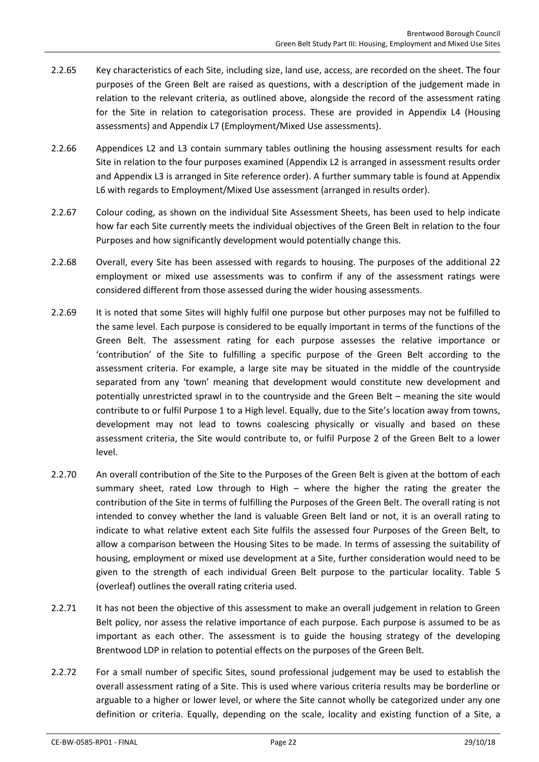2.2.65 Key characteristics of each Site, including size, land use, access, are recorded on the sheet. The four purposes of the Green Belt are raised as questions, with a description of the judgement made in relation to the relevant criteria, as outlined above, alongside the record of the assessment rating for the Site in relation to categorisation process. These are provided in Appendix L4 (Housing assessments) and Appendix L7 (Employment/Mixed Use assessments).

2.2.66 Appendices L2 and L3 contain summary tables outlining the housing assessment results for each Site in relation to the four purposes examined (Appendix L2 is arranged in assessment results order and Appendix L3 is arranged in Site reference order). A further summary table is found at Appendix L6 with regards to Employment/Mixed Use assessment (arranged in results order).

2.2.67 Colour coding, as shown on the individual Site Assessment Sheets, has been used to help indicate how far each Site currently meets the individual objectives of the Green Belt in relation to the four Purposes and how significantly development would potentially change this.

2.2.68 Overall, every Site has been assessed with regards to housing. The purposes of the additional 22 employment or mixed use assessments was to confirm if any of the assessment ratings were considered different from those assessed during the wider housing assessments.

2.2.69 It is noted that some Sites will highly fulfil one purpose but other purposes may not be fulfilled to the same level. Each purpose is considered to be equally important in terms of the functions of the Green Belt. The assessment rating for each purpose assesses the relative importance or 'contribution' of the Site to fulfilling a specific purpose of the Green Belt according to the assessment criteria. For example, a large site may be situated in the middle of the countryside separated from any 'town' meaning that development would constitute new development and potentially unrestricted sprawl in to the countryside and the Green Belt – meaning the site would contribute to or fulfil Purpose 1 to a High level. Equally, due to the Site's location away from towns, development may not lead to towns coalescing physically or visually and based on these assessment criteria, the Site would contribute to, or fulfil Purpose 2 of the Green Belt to a lower level.

2.2.70 An overall contribution of the Site to the Purposes of the Green Belt is given at the bottom of each summary sheet, rated Low through to High – where the higher the rating the greater the contribution of the Site in terms of fulfilling the Purposes of the Green Belt. The overall rating is not intended to convey whether the land is valuable Green Belt land or not, it is an overall rating to indicate to what relative extent each Site fulfils the assessed four Purposes of the Green Belt, to allow a comparison between the Housing Sites to be made. In terms of assessing the suitability of housing, employment or mixed use development at a Site, further consideration would need to be given to the strength of each individual Green Belt purpose to the particular locality. Table 5 (overleaf) outlines the overall rating criteria used.

2.2.71 It has not been the objective of this assessment to make an overall judgement in relation to Green Belt policy, nor assess the relative importance of each purpose. Each purpose is assumed to be as important as each other. The assessment is to guide the housing strategy of the developing Brentwood LDP in relation to potential effects on the purposes of the Green Belt.

2.2.72 For a small number of specific Sites, sound professional judgement may be used to establish the overall assessment rating of a Site. This is used where various criteria results may be borderline or arguable to a higher or lower level, or where the Site cannot wholly be categorized under any one definition or criteria. Equally, depending on the scale, locality and existing function of a Site, a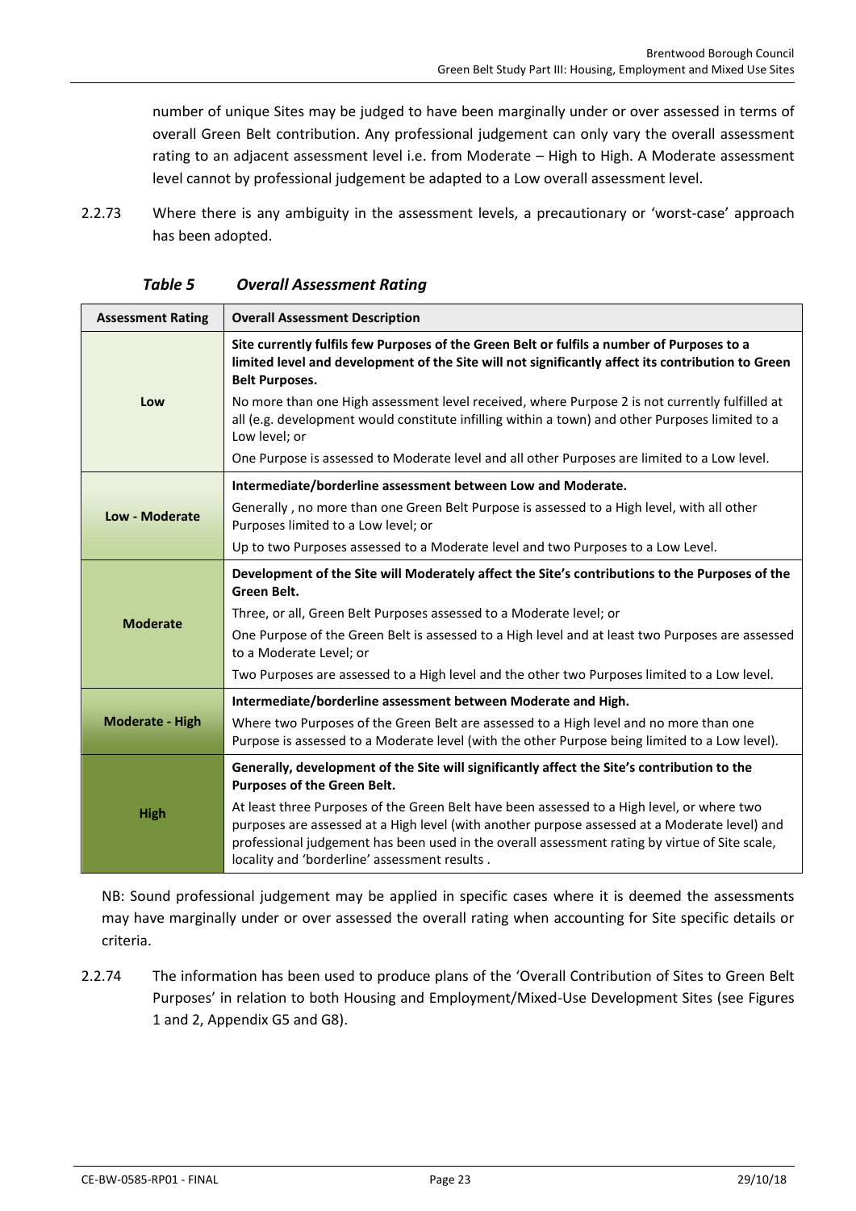number of unique Sites may be judged to have been marginally under or over assessed in terms of overall Green Belt contribution. Any professional judgement can only vary the overall assessment rating to an adjacent assessment level i.e. from Moderate – High to High. A Moderate assessment level cannot by professional judgement be adapted to a Low overall assessment level.

2.2.73 Where there is any ambiguity in the assessment levels, a precautionary or 'worst-case' approach has been adopted.

***Table 5 Overall Assessment Rating***

| Assessment Rating | Overall Assessment Description |
|---|---|
| Low | **Site currently fulfils few Purposes of the Green Belt or fulfils a number of Purposes to a limited level and development of the Site will not significantly affect its contribution to Green Belt Purposes.**<br>No more than one High assessment level received, where Purpose 2 is not currently fulfilled at all (e.g. development would constitute infilling within a town) and other Purposes limited to a Low level; or<br>One Purpose is assessed to Moderate level and all other Purposes are limited to a Low level. |
| Low - Moderate | **Intermediate/borderline assessment between Low and Moderate.**<br>Generally , no more than one Green Belt Purpose is assessed to a High level, with all other Purposes limited to a Low level; or<br>Up to two Purposes assessed to a Moderate level and two Purposes to a Low Level. |
| Moderate | **Development of the Site will Moderately affect the Site's contributions to the Purposes of the Green Belt.**<br>Three, or all, Green Belt Purposes assessed to a Moderate level; or<br>One Purpose of the Green Belt is assessed to a High level and at least two Purposes are assessed to a Moderate Level; or<br>Two Purposes are assessed to a High level and the other two Purposes limited to a Low level. |
| Moderate - High | **Intermediate/borderline assessment between Moderate and High.**<br>Where two Purposes of the Green Belt are assessed to a High level and no more than one Purpose is assessed to a Moderate level (with the other Purpose being limited to a Low level). |
| High | **Generally, development of the Site will significantly affect the Site's contribution to the Purposes of the Green Belt.**<br>At least three Purposes of the Green Belt have been assessed to a High level, or where two purposes are assessed at a High level (with another purpose assessed at a Moderate level) and professional judgement has been used in the overall assessment rating by virtue of Site scale, locality and 'borderline' assessment results . |

NB: Sound professional judgement may be applied in specific cases where it is deemed the assessments may have marginally under or over assessed the overall rating when accounting for Site specific details or criteria.

2.2.74 The information has been used to produce plans of the 'Overall Contribution of Sites to Green Belt Purposes' in relation to both Housing and Employment/Mixed-Use Development Sites (see Figures 1 and 2, Appendix G5 and G8).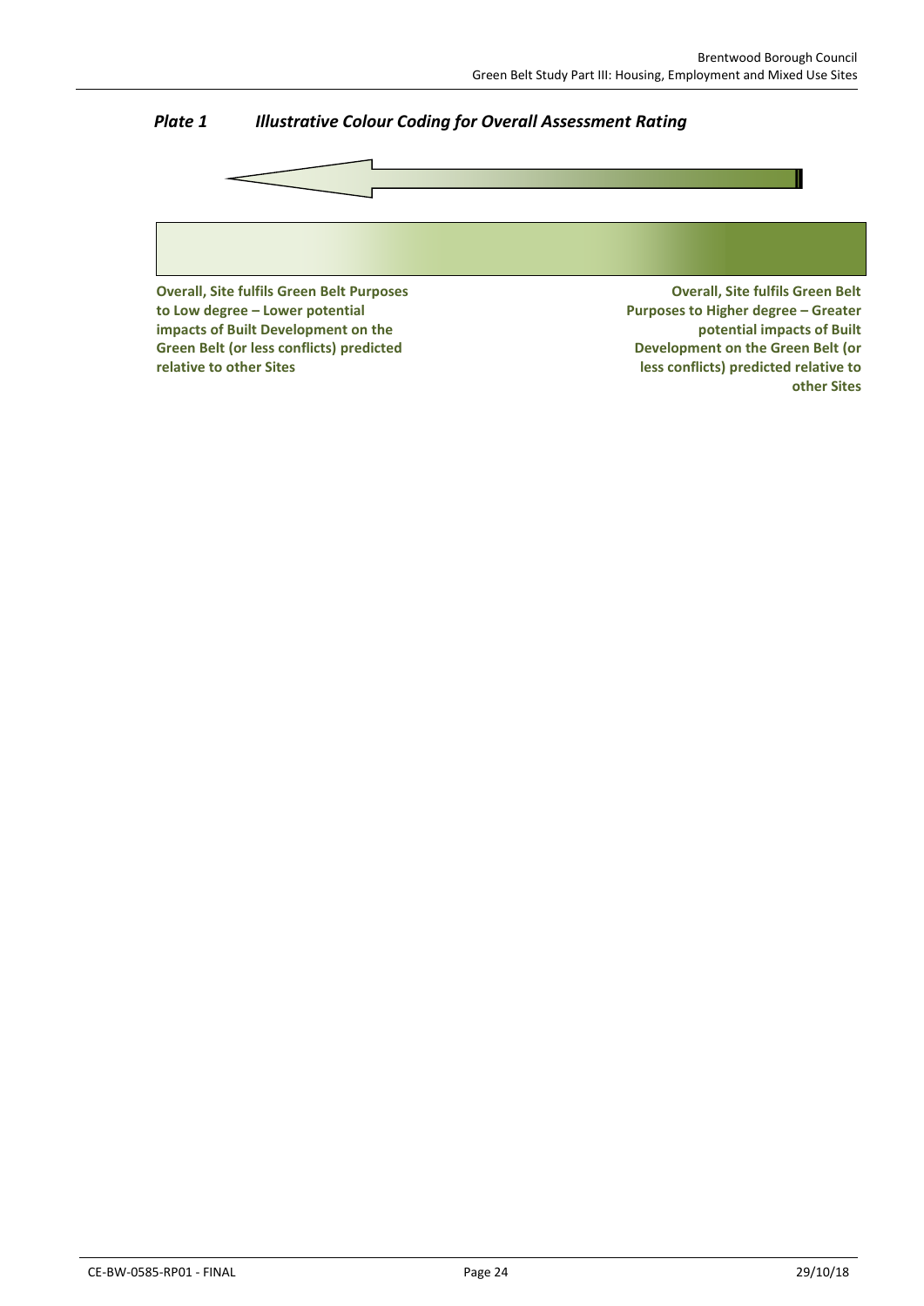***Plate 1 Illustrative Colour Coding for Overall Assessment Rating***

**Overall, Site fulfils Green Belt Purposes to Low degree – Lower potential impacts of Built Development on the Green Belt (or less conflicts) predicted relative to other Sites**

**Overall, Site fulfils Green Belt Purposes to Higher degree – Greater potential impacts of Built Development on the Green Belt (or less conflicts) predicted relative to other Sites**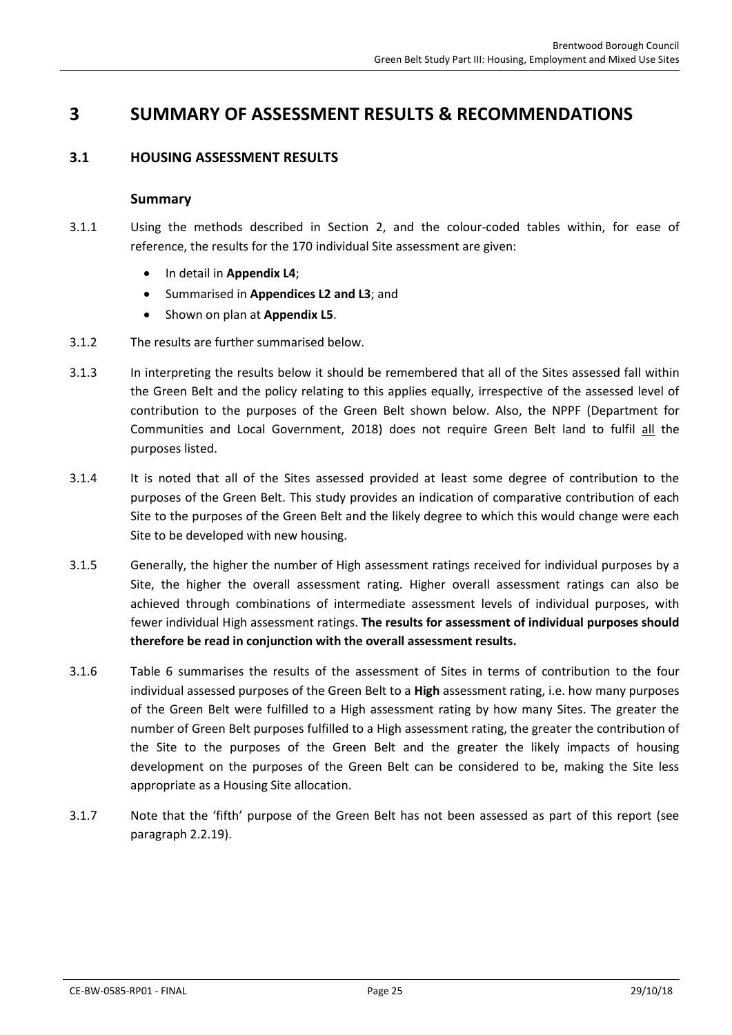# 3 SUMMARY OF ASSESSMENT RESULTS & RECOMMENDATIONS

## 3.1 HOUSING ASSESSMENT RESULTS

### Summary

3.1.1 Using the methods described in Section 2, and the colour-coded tables within, for ease of reference, the results for the 170 individual Site assessment are given:

- In detail in **Appendix L4**;
- Summarised in **Appendices L2 and L3**; and
- Shown on plan at **Appendix L5**.

3.1.2 The results are further summarised below.

3.1.3 In interpreting the results below it should be remembered that all of the Sites assessed fall within the Green Belt and the policy relating to this applies equally, irrespective of the assessed level of contribution to the purposes of the Green Belt shown below. Also, the NPPF (Department for Communities and Local Government, 2018) does not require Green Belt land to fulfil all the purposes listed.

3.1.4 It is noted that all of the Sites assessed provided at least some degree of contribution to the purposes of the Green Belt. This study provides an indication of comparative contribution of each Site to the purposes of the Green Belt and the likely degree to which this would change were each Site to be developed with new housing.

3.1.5 Generally, the higher the number of High assessment ratings received for individual purposes by a Site, the higher the overall assessment rating. Higher overall assessment ratings can also be achieved through combinations of intermediate assessment levels of individual purposes, with fewer individual High assessment ratings. **The results for assessment of individual purposes should therefore be read in conjunction with the overall assessment results.**

3.1.6 Table 6 summarises the results of the assessment of Sites in terms of contribution to the four individual assessed purposes of the Green Belt to a **High** assessment rating, i.e. how many purposes of the Green Belt were fulfilled to a High assessment rating by how many Sites. The greater the number of Green Belt purposes fulfilled to a High assessment rating, the greater the contribution of the Site to the purposes of the Green Belt and the greater the likely impacts of housing development on the purposes of the Green Belt can be considered to be, making the Site less appropriate as a Housing Site allocation.

3.1.7 Note that the 'fifth' purpose of the Green Belt has not been assessed as part of this report (see paragraph 2.2.19).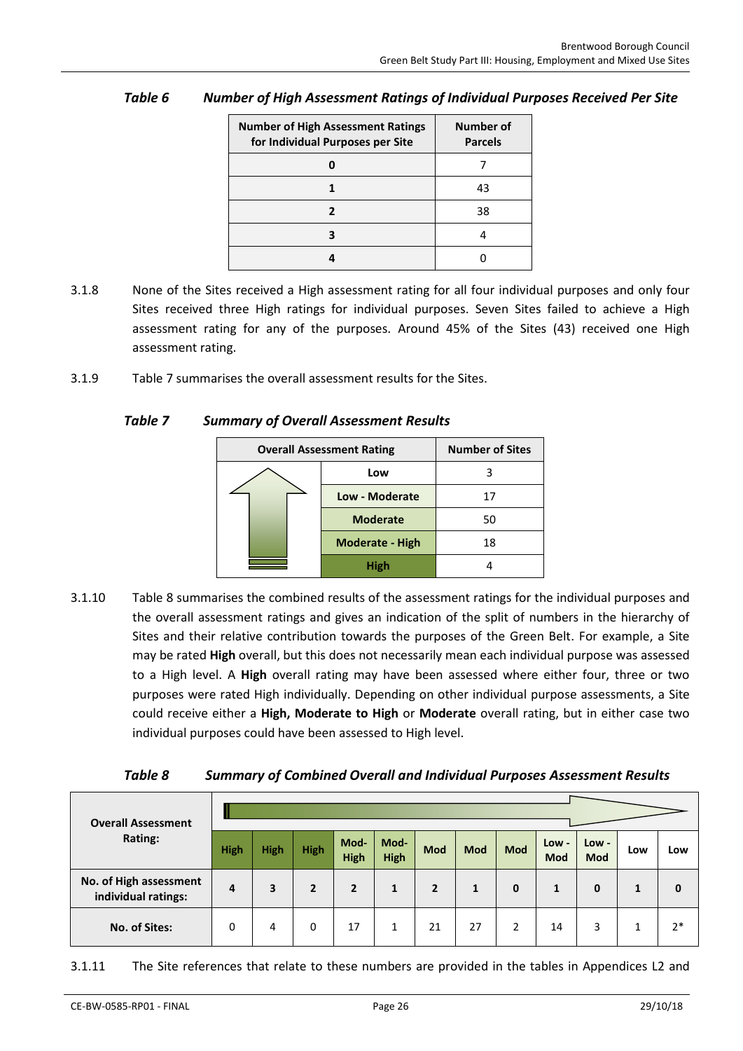*Table 6 Number of High Assessment Ratings of Individual Purposes Received Per Site*

| Number of High Assessment Ratings for Individual Purposes per Site | Number of Parcels |
|---|---|
| **0** | 7 |
| **1** | 43 |
| **2** | 38 |
| **3** | 4 |
| **4** | 0 |

3.1.8 None of the Sites received a High assessment rating for all four individual purposes and only four Sites received three High ratings for individual purposes. Seven Sites failed to achieve a High assessment rating for any of the purposes. Around 45% of the Sites (43) received one High assessment rating.

3.1.9 Table 7 summarises the overall assessment results for the Sites.

*Table 7 Summary of Overall Assessment Results*

| Overall Assessment Rating | Number of Sites |
|---|---|
| **Low** | 3 |
| **Low - Moderate** | 17 |
| **Moderate** | 50 |
| **Moderate - High** | 18 |
| **High** | 4 |

3.1.10 Table 8 summarises the combined results of the assessment ratings for the individual purposes and the overall assessment ratings and gives an indication of the split of numbers in the hierarchy of Sites and their relative contribution towards the purposes of the Green Belt. For example, a Site may be rated **High** overall, but this does not necessarily mean each individual purpose was assessed to a High level. A **High** overall rating may have been assessed where either four, three or two purposes were rated High individually. Depending on other individual purpose assessments, a Site could receive either a **High, Moderate to High** or **Moderate** overall rating, but in either case two individual purposes could have been assessed to High level.

*Table 8 Summary of Combined Overall and Individual Purposes Assessment Results*

| Overall Assessment Rating: | High | High | High | Mod-High | Mod-High | Mod | Mod | Mod | Low - Mod | Low - Mod | Low | Low |
|---|---|---|---|---|---|---|---|---|---|---|---|---|
| **No. of High assessment individual ratings:** | **4** | **3** | **2** | **2** | **1** | **2** | **1** | **0** | **1** | **0** | **1** | **0** |
| **No. of Sites:** | 0 | 4 | 0 | 17 | 1 | 21 | 27 | 2 | 14 | 3 | 1 | 2* |

3.1.11 The Site references that relate to these numbers are provided in the tables in Appendices L2 and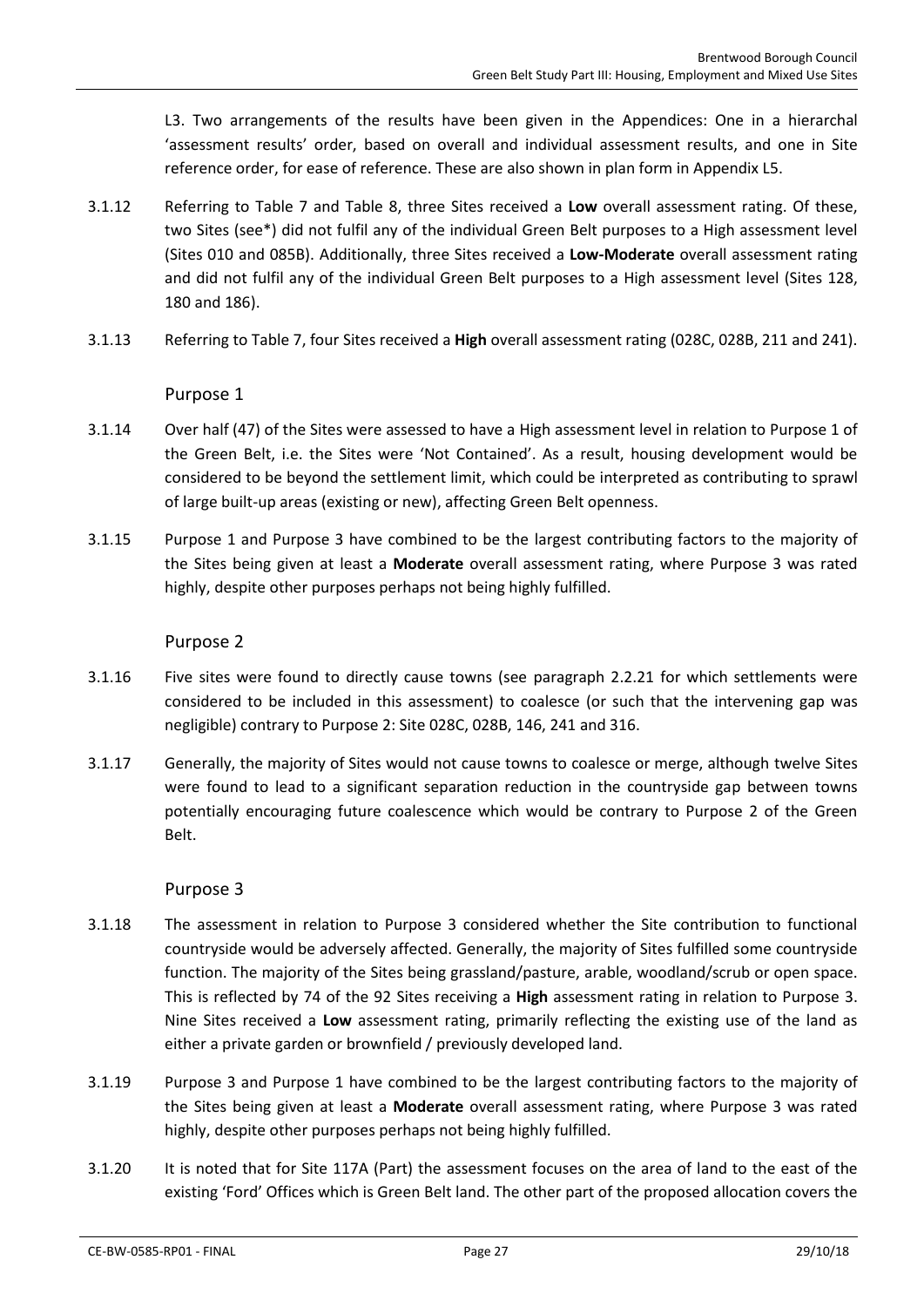L3. Two arrangements of the results have been given in the Appendices: One in a hierarchal 'assessment results' order, based on overall and individual assessment results, and one in Site reference order, for ease of reference. These are also shown in plan form in Appendix L5.

3.1.12 Referring to Table 7 and Table 8, three Sites received a **Low** overall assessment rating. Of these, two Sites (see*) did not fulfil any of the individual Green Belt purposes to a High assessment level (Sites 010 and 085B). Additionally, three Sites received a **Low-Moderate** overall assessment rating and did not fulfil any of the individual Green Belt purposes to a High assessment level (Sites 128, 180 and 186).

3.1.13 Referring to Table 7, four Sites received a **High** overall assessment rating (028C, 028B, 211 and 241).

### Purpose 1

3.1.14 Over half (47) of the Sites were assessed to have a High assessment level in relation to Purpose 1 of the Green Belt, i.e. the Sites were 'Not Contained'. As a result, housing development would be considered to be beyond the settlement limit, which could be interpreted as contributing to sprawl of large built-up areas (existing or new), affecting Green Belt openness.

3.1.15 Purpose 1 and Purpose 3 have combined to be the largest contributing factors to the majority of the Sites being given at least a **Moderate** overall assessment rating, where Purpose 3 was rated highly, despite other purposes perhaps not being highly fulfilled.

### Purpose 2

3.1.16 Five sites were found to directly cause towns (see paragraph 2.2.21 for which settlements were considered to be included in this assessment) to coalesce (or such that the intervening gap was negligible) contrary to Purpose 2: Site 028C, 028B, 146, 241 and 316.

3.1.17 Generally, the majority of Sites would not cause towns to coalesce or merge, although twelve Sites were found to lead to a significant separation reduction in the countryside gap between towns potentially encouraging future coalescence which would be contrary to Purpose 2 of the Green Belt.

### Purpose 3

3.1.18 The assessment in relation to Purpose 3 considered whether the Site contribution to functional countryside would be adversely affected. Generally, the majority of Sites fulfilled some countryside function. The majority of the Sites being grassland/pasture, arable, woodland/scrub or open space. This is reflected by 74 of the 92 Sites receiving a **High** assessment rating in relation to Purpose 3. Nine Sites received a **Low** assessment rating, primarily reflecting the existing use of the land as either a private garden or brownfield / previously developed land.

3.1.19 Purpose 3 and Purpose 1 have combined to be the largest contributing factors to the majority of the Sites being given at least a **Moderate** overall assessment rating, where Purpose 3 was rated highly, despite other purposes perhaps not being highly fulfilled.

3.1.20 It is noted that for Site 117A (Part) the assessment focuses on the area of land to the east of the existing 'Ford' Offices which is Green Belt land. The other part of the proposed allocation covers the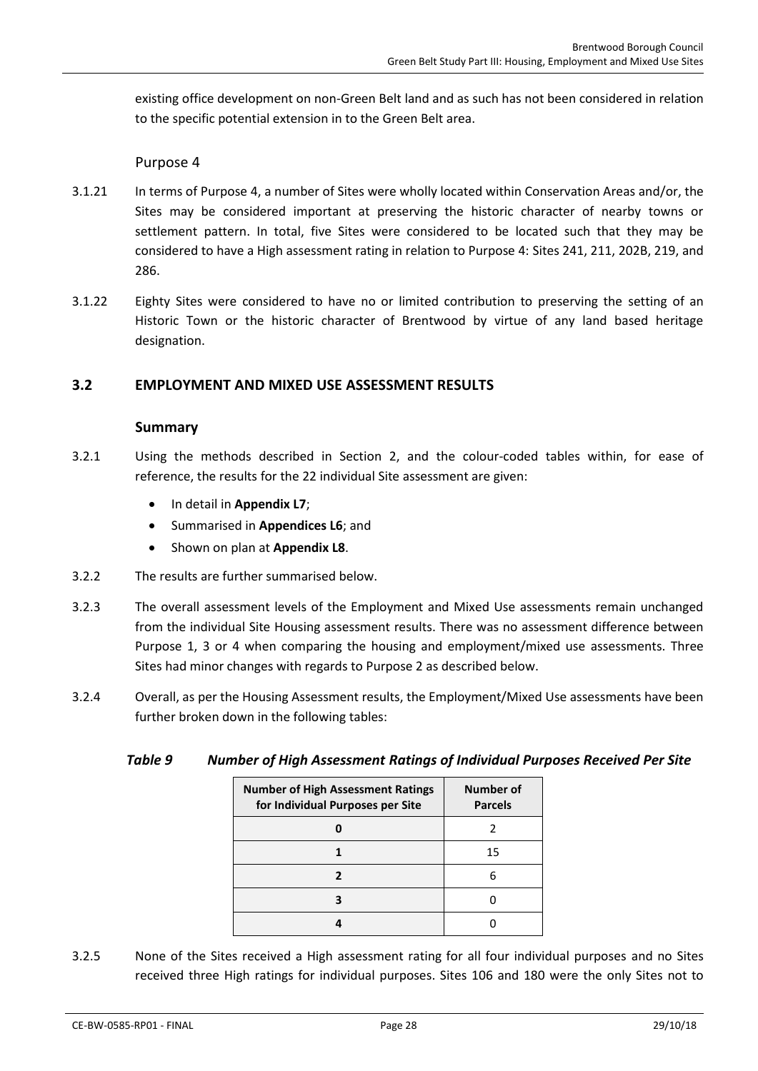existing office development on non-Green Belt land and as such has not been considered in relation to the specific potential extension in to the Green Belt area.

#### Purpose 4

3.1.21 In terms of Purpose 4, a number of Sites were wholly located within Conservation Areas and/or, the Sites may be considered important at preserving the historic character of nearby towns or settlement pattern. In total, five Sites were considered to be located such that they may be considered to have a High assessment rating in relation to Purpose 4: Sites 241, 211, 202B, 219, and 286.

3.1.22 Eighty Sites were considered to have no or limited contribution to preserving the setting of an Historic Town or the historic character of Brentwood by virtue of any land based heritage designation.

## 3.2 EMPLOYMENT AND MIXED USE ASSESSMENT RESULTS

### Summary

3.2.1 Using the methods described in Section 2, and the colour-coded tables within, for ease of reference, the results for the 22 individual Site assessment are given:

- In detail in **Appendix L7**;
- Summarised in **Appendices L6**; and
- Shown on plan at **Appendix L8**.

3.2.2 The results are further summarised below.

3.2.3 The overall assessment levels of the Employment and Mixed Use assessments remain unchanged from the individual Site Housing assessment results. There was no assessment difference between Purpose 1, 3 or 4 when comparing the housing and employment/mixed use assessments. Three Sites had minor changes with regards to Purpose 2 as described below.

3.2.4 Overall, as per the Housing Assessment results, the Employment/Mixed Use assessments have been further broken down in the following tables:

***Table 9 Number of High Assessment Ratings of Individual Purposes Received Per Site***

| Number of High Assessment Ratings for Individual Purposes per Site | Number of Parcels |
|---|---|
| **0** | 2 |
| **1** | 15 |
| **2** | 6 |
| **3** | 0 |
| **4** | 0 |

3.2.5 None of the Sites received a High assessment rating for all four individual purposes and no Sites received three High ratings for individual purposes. Sites 106 and 180 were the only Sites not to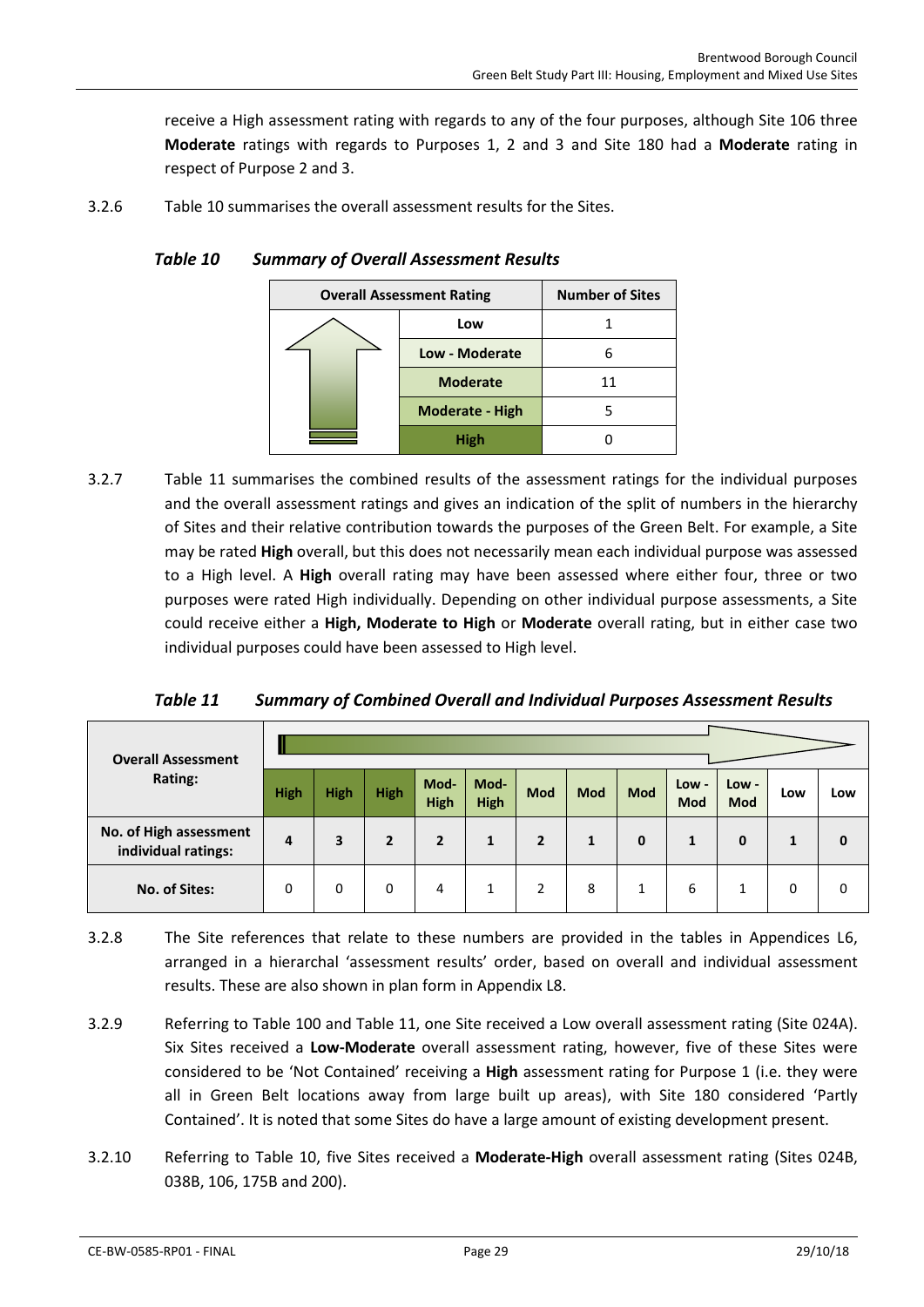receive a High assessment rating with regards to any of the four purposes, although Site 106 three **Moderate** ratings with regards to Purposes 1, 2 and 3 and Site 180 had a **Moderate** rating in respect of Purpose 2 and 3.

3.2.6 Table 10 summarises the overall assessment results for the Sites.

***Table 10 Summary of Overall Assessment Results***

| Overall Assessment Rating | | Number of Sites |
|---|---|---|
| | **Low** | 1 |
| | **Low - Moderate** | 6 |
| | **Moderate** | 11 |
| | **Moderate - High** | 5 |
| | **High** | 0 |

3.2.7 Table 11 summarises the combined results of the assessment ratings for the individual purposes and the overall assessment ratings and gives an indication of the split of numbers in the hierarchy of Sites and their relative contribution towards the purposes of the Green Belt. For example, a Site may be rated **High** overall, but this does not necessarily mean each individual purpose was assessed to a High level. A **High** overall rating may have been assessed where either four, three or two purposes were rated High individually. Depending on other individual purpose assessments, a Site could receive either a **High, Moderate to High** or **Moderate** overall rating, but in either case two individual purposes could have been assessed to High level.

***Table 11 Summary of Combined Overall and Individual Purposes Assessment Results***

| Overall Assessment Rating: | High | High | High | Mod-High | Mod-High | Mod | Mod | Mod | Low - Mod | Low - Mod | Low | Low |
|---|---|---|---|---|---|---|---|---|---|---|---|---|
| **No. of High assessment individual ratings:** | **4** | **3** | **2** | **2** | **1** | **2** | **1** | **0** | **1** | **0** | **1** | **0** |
| **No. of Sites:** | 0 | 0 | 0 | 4 | 1 | 2 | 8 | 1 | 6 | 1 | 0 | 0 |

3.2.8 The Site references that relate to these numbers are provided in the tables in Appendices L6, arranged in a hierarchal 'assessment results' order, based on overall and individual assessment results. These are also shown in plan form in Appendix L8.

3.2.9 Referring to Table 100 and Table 11, one Site received a Low overall assessment rating (Site 024A). Six Sites received a **Low-Moderate** overall assessment rating, however, five of these Sites were considered to be 'Not Contained' receiving a **High** assessment rating for Purpose 1 (i.e. they were all in Green Belt locations away from large built up areas), with Site 180 considered 'Partly Contained'. It is noted that some Sites do have a large amount of existing development present.

3.2.10 Referring to Table 10, five Sites received a **Moderate-High** overall assessment rating (Sites 024B, 038B, 106, 175B and 200).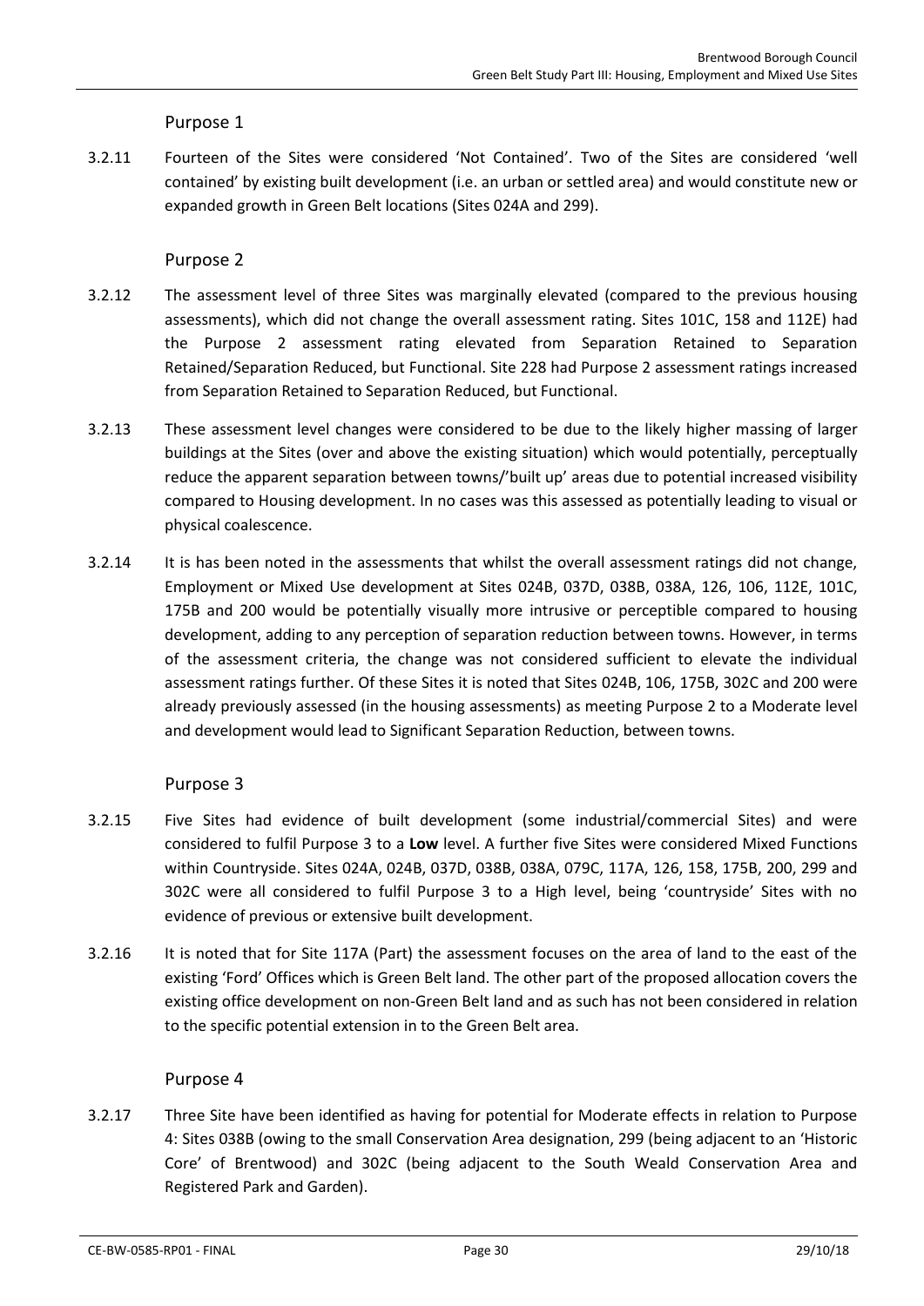### Purpose 1

3.2.11 Fourteen of the Sites were considered 'Not Contained'. Two of the Sites are considered 'well contained' by existing built development (i.e. an urban or settled area) and would constitute new or expanded growth in Green Belt locations (Sites 024A and 299).

### Purpose 2

3.2.12 The assessment level of three Sites was marginally elevated (compared to the previous housing assessments), which did not change the overall assessment rating. Sites 101C, 158 and 112E) had the Purpose 2 assessment rating elevated from Separation Retained to Separation Retained/Separation Reduced, but Functional. Site 228 had Purpose 2 assessment ratings increased from Separation Retained to Separation Reduced, but Functional.

3.2.13 These assessment level changes were considered to be due to the likely higher massing of larger buildings at the Sites (over and above the existing situation) which would potentially, perceptually reduce the apparent separation between towns/'built up' areas due to potential increased visibility compared to Housing development. In no cases was this assessed as potentially leading to visual or physical coalescence.

3.2.14 It is has been noted in the assessments that whilst the overall assessment ratings did not change, Employment or Mixed Use development at Sites 024B, 037D, 038B, 038A, 126, 106, 112E, 101C, 175B and 200 would be potentially visually more intrusive or perceptible compared to housing development, adding to any perception of separation reduction between towns. However, in terms of the assessment criteria, the change was not considered sufficient to elevate the individual assessment ratings further. Of these Sites it is noted that Sites 024B, 106, 175B, 302C and 200 were already previously assessed (in the housing assessments) as meeting Purpose 2 to a Moderate level and development would lead to Significant Separation Reduction, between towns.

### Purpose 3

3.2.15 Five Sites had evidence of built development (some industrial/commercial Sites) and were considered to fulfil Purpose 3 to a **Low** level. A further five Sites were considered Mixed Functions within Countryside. Sites 024A, 024B, 037D, 038B, 038A, 079C, 117A, 126, 158, 175B, 200, 299 and 302C were all considered to fulfil Purpose 3 to a High level, being 'countryside' Sites with no evidence of previous or extensive built development.

3.2.16 It is noted that for Site 117A (Part) the assessment focuses on the area of land to the east of the existing 'Ford' Offices which is Green Belt land. The other part of the proposed allocation covers the existing office development on non-Green Belt land and as such has not been considered in relation to the specific potential extension in to the Green Belt area.

### Purpose 4

3.2.17 Three Site have been identified as having for potential for Moderate effects in relation to Purpose 4: Sites 038B (owing to the small Conservation Area designation, 299 (being adjacent to an 'Historic Core' of Brentwood) and 302C (being adjacent to the South Weald Conservation Area and Registered Park and Garden).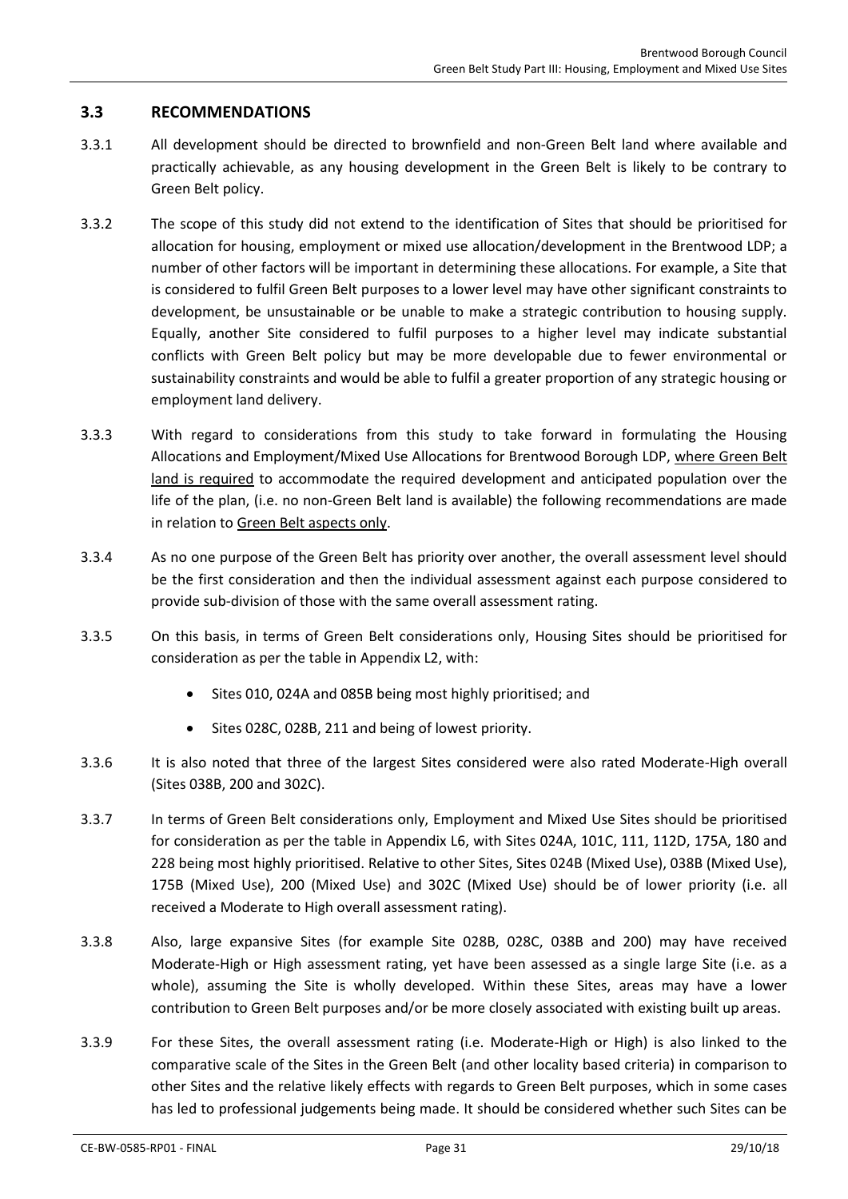### 3.3 RECOMMENDATIONS

3.3.1 All development should be directed to brownfield and non-Green Belt land where available and practically achievable, as any housing development in the Green Belt is likely to be contrary to Green Belt policy.

3.3.2 The scope of this study did not extend to the identification of Sites that should be prioritised for allocation for housing, employment or mixed use allocation/development in the Brentwood LDP; a number of other factors will be important in determining these allocations. For example, a Site that is considered to fulfil Green Belt purposes to a lower level may have other significant constraints to development, be unsustainable or be unable to make a strategic contribution to housing supply. Equally, another Site considered to fulfil purposes to a higher level may indicate substantial conflicts with Green Belt policy but may be more developable due to fewer environmental or sustainability constraints and would be able to fulfil a greater proportion of any strategic housing or employment land delivery.

3.3.3 With regard to considerations from this study to take forward in formulating the Housing Allocations and Employment/Mixed Use Allocations for Brentwood Borough LDP, <u>where Green Belt land is required</u> to accommodate the required development and anticipated population over the life of the plan, (i.e. no non-Green Belt land is available) the following recommendations are made in relation to <u>Green Belt aspects only</u>.

3.3.4 As no one purpose of the Green Belt has priority over another, the overall assessment level should be the first consideration and then the individual assessment against each purpose considered to provide sub-division of those with the same overall assessment rating.

3.3.5 On this basis, in terms of Green Belt considerations only, Housing Sites should be prioritised for consideration as per the table in Appendix L2, with:

- Sites 010, 024A and 085B being most highly prioritised; and
- Sites 028C, 028B, 211 and being of lowest priority.

3.3.6 It is also noted that three of the largest Sites considered were also rated Moderate-High overall (Sites 038B, 200 and 302C).

3.3.7 In terms of Green Belt considerations only, Employment and Mixed Use Sites should be prioritised for consideration as per the table in Appendix L6, with Sites 024A, 101C, 111, 112D, 175A, 180 and 228 being most highly prioritised. Relative to other Sites, Sites 024B (Mixed Use), 038B (Mixed Use), 175B (Mixed Use), 200 (Mixed Use) and 302C (Mixed Use) should be of lower priority (i.e. all received a Moderate to High overall assessment rating).

3.3.8 Also, large expansive Sites (for example Site 028B, 028C, 038B and 200) may have received Moderate-High or High assessment rating, yet have been assessed as a single large Site (i.e. as a whole), assuming the Site is wholly developed. Within these Sites, areas may have a lower contribution to Green Belt purposes and/or be more closely associated with existing built up areas.

3.3.9 For these Sites, the overall assessment rating (i.e. Moderate-High or High) is also linked to the comparative scale of the Sites in the Green Belt (and other locality based criteria) in comparison to other Sites and the relative likely effects with regards to Green Belt purposes, which in some cases has led to professional judgements being made. It should be considered whether such Sites can be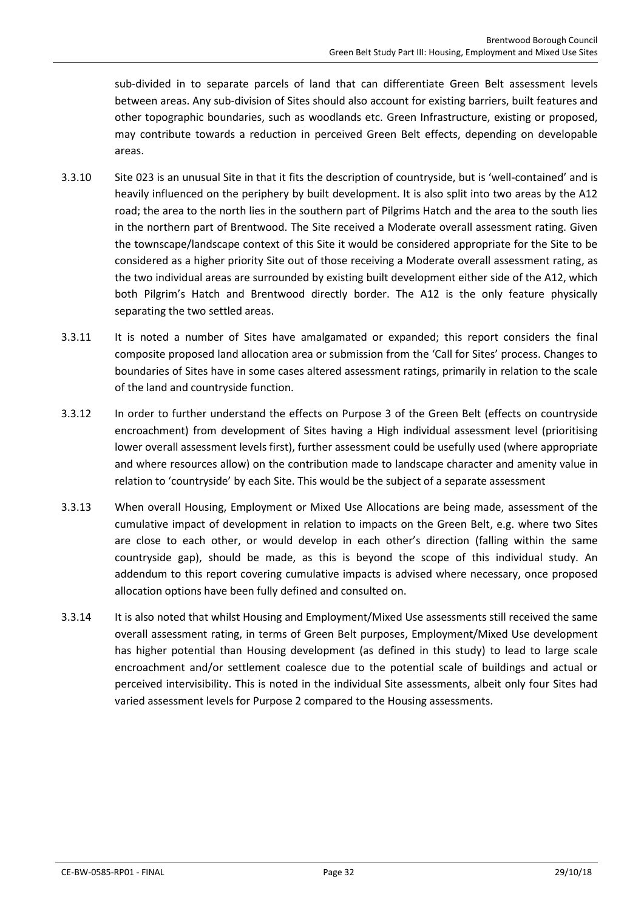sub-divided in to separate parcels of land that can differentiate Green Belt assessment levels between areas. Any sub-division of Sites should also account for existing barriers, built features and other topographic boundaries, such as woodlands etc. Green Infrastructure, existing or proposed, may contribute towards a reduction in perceived Green Belt effects, depending on developable areas.

3.3.10 Site 023 is an unusual Site in that it fits the description of countryside, but is 'well-contained' and is heavily influenced on the periphery by built development. It is also split into two areas by the A12 road; the area to the north lies in the southern part of Pilgrims Hatch and the area to the south lies in the northern part of Brentwood. The Site received a Moderate overall assessment rating. Given the townscape/landscape context of this Site it would be considered appropriate for the Site to be considered as a higher priority Site out of those receiving a Moderate overall assessment rating, as the two individual areas are surrounded by existing built development either side of the A12, which both Pilgrim's Hatch and Brentwood directly border. The A12 is the only feature physically separating the two settled areas.

3.3.11 It is noted a number of Sites have amalgamated or expanded; this report considers the final composite proposed land allocation area or submission from the 'Call for Sites' process. Changes to boundaries of Sites have in some cases altered assessment ratings, primarily in relation to the scale of the land and countryside function.

3.3.12 In order to further understand the effects on Purpose 3 of the Green Belt (effects on countryside encroachment) from development of Sites having a High individual assessment level (prioritising lower overall assessment levels first), further assessment could be usefully used (where appropriate and where resources allow) on the contribution made to landscape character and amenity value in relation to 'countryside' by each Site. This would be the subject of a separate assessment

3.3.13 When overall Housing, Employment or Mixed Use Allocations are being made, assessment of the cumulative impact of development in relation to impacts on the Green Belt, e.g. where two Sites are close to each other, or would develop in each other's direction (falling within the same countryside gap), should be made, as this is beyond the scope of this individual study. An addendum to this report covering cumulative impacts is advised where necessary, once proposed allocation options have been fully defined and consulted on.

3.3.14 It is also noted that whilst Housing and Employment/Mixed Use assessments still received the same overall assessment rating, in terms of Green Belt purposes, Employment/Mixed Use development has higher potential than Housing development (as defined in this study) to lead to large scale encroachment and/or settlement coalesce due to the potential scale of buildings and actual or perceived intervisibility. This is noted in the individual Site assessments, albeit only four Sites had varied assessment levels for Purpose 2 compared to the Housing assessments.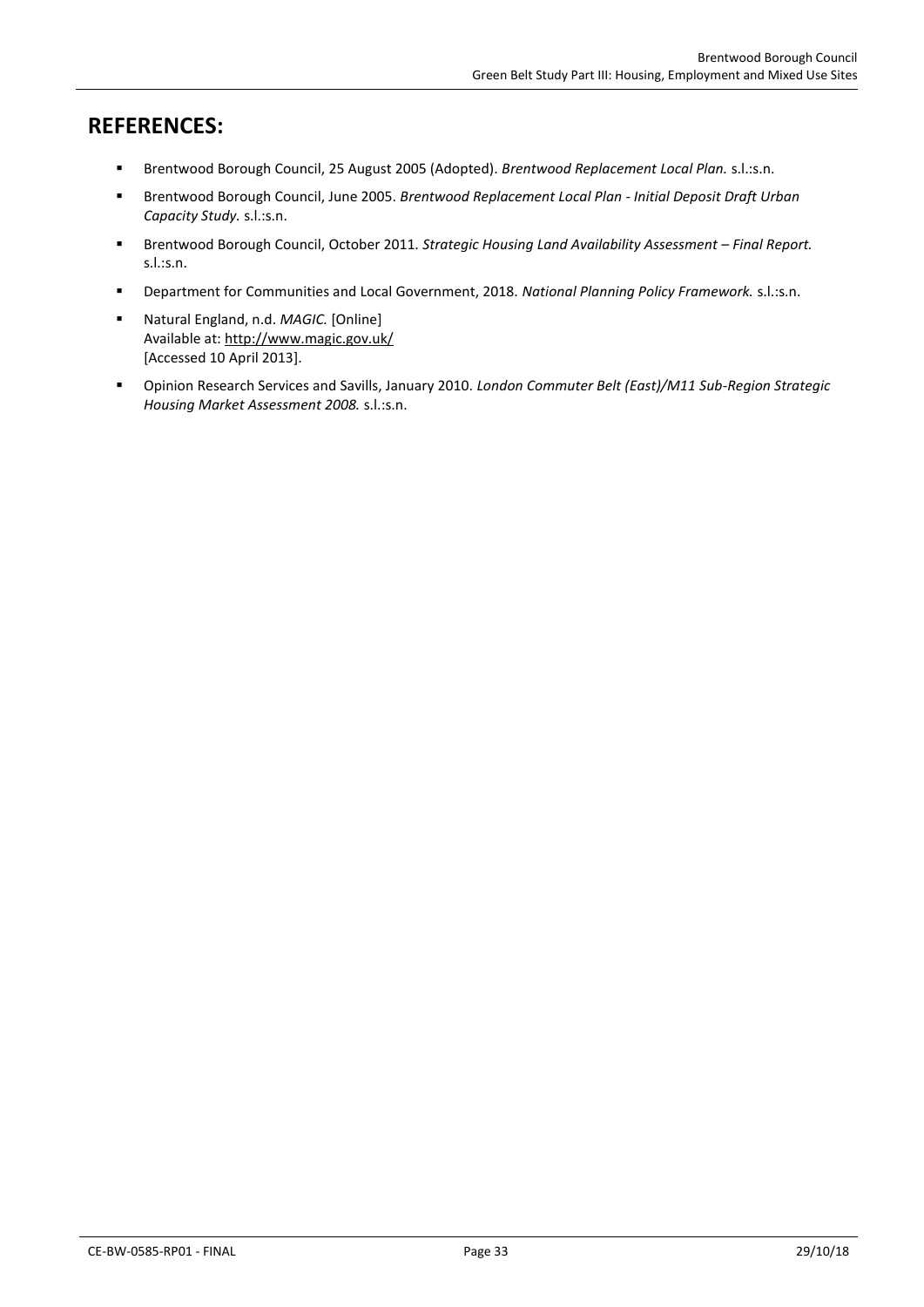## REFERENCES:

- Brentwood Borough Council, 25 August 2005 (Adopted). *Brentwood Replacement Local Plan.* s.l.:s.n.
- Brentwood Borough Council, June 2005. *Brentwood Replacement Local Plan - Initial Deposit Draft Urban Capacity Study.* s.l.:s.n.
- Brentwood Borough Council, October 2011. *Strategic Housing Land Availability Assessment – Final Report.* s.l.:s.n.
- Department for Communities and Local Government, 2018. *National Planning Policy Framework.* s.l.:s.n.
- Natural England, n.d. *MAGIC.* [Online]
  Available at: http://www.magic.gov.uk/
  [Accessed 10 April 2013].
- Opinion Research Services and Savills, January 2010. *London Commuter Belt (East)/M11 Sub-Region Strategic Housing Market Assessment 2008.* s.l.:s.n.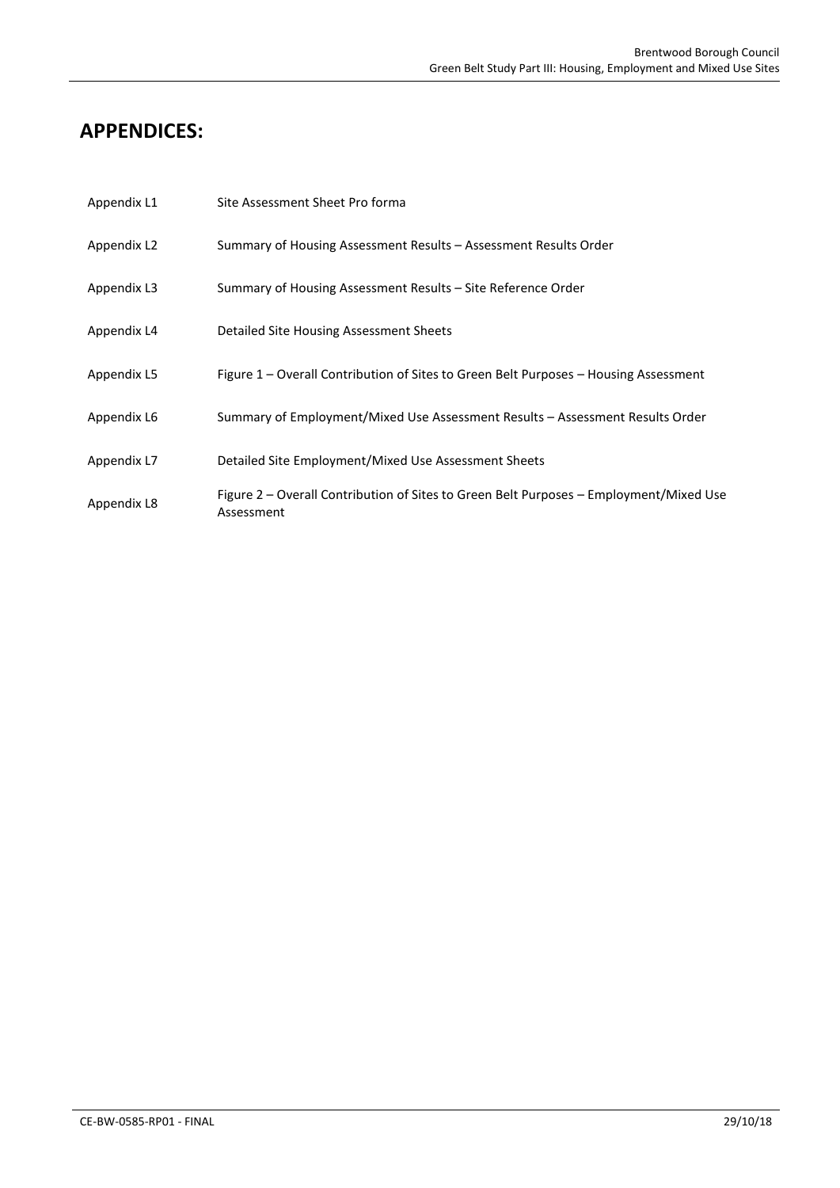# APPENDICES:

| | |
|---|---|
| Appendix L1 | Site Assessment Sheet Pro forma |
| Appendix L2 | Summary of Housing Assessment Results – Assessment Results Order |
| Appendix L3 | Summary of Housing Assessment Results – Site Reference Order |
| Appendix L4 | Detailed Site Housing Assessment Sheets |
| Appendix L5 | Figure 1 – Overall Contribution of Sites to Green Belt Purposes – Housing Assessment |
| Appendix L6 | Summary of Employment/Mixed Use Assessment Results – Assessment Results Order |
| Appendix L7 | Detailed Site Employment/Mixed Use Assessment Sheets |
| Appendix L8 | Figure 2 – Overall Contribution of Sites to Green Belt Purposes – Employment/Mixed Use Assessment |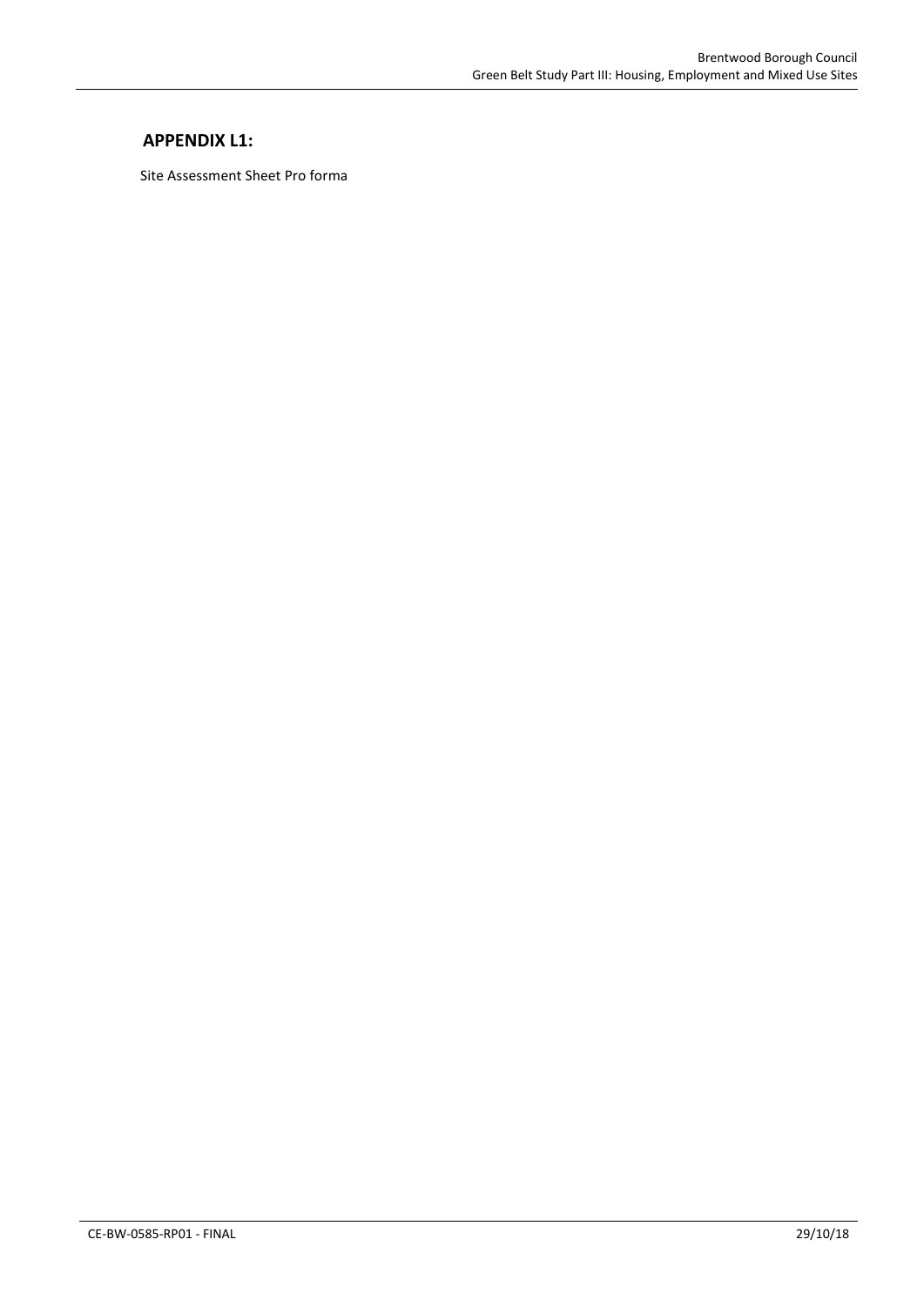## APPENDIX L1:

Site Assessment Sheet Pro forma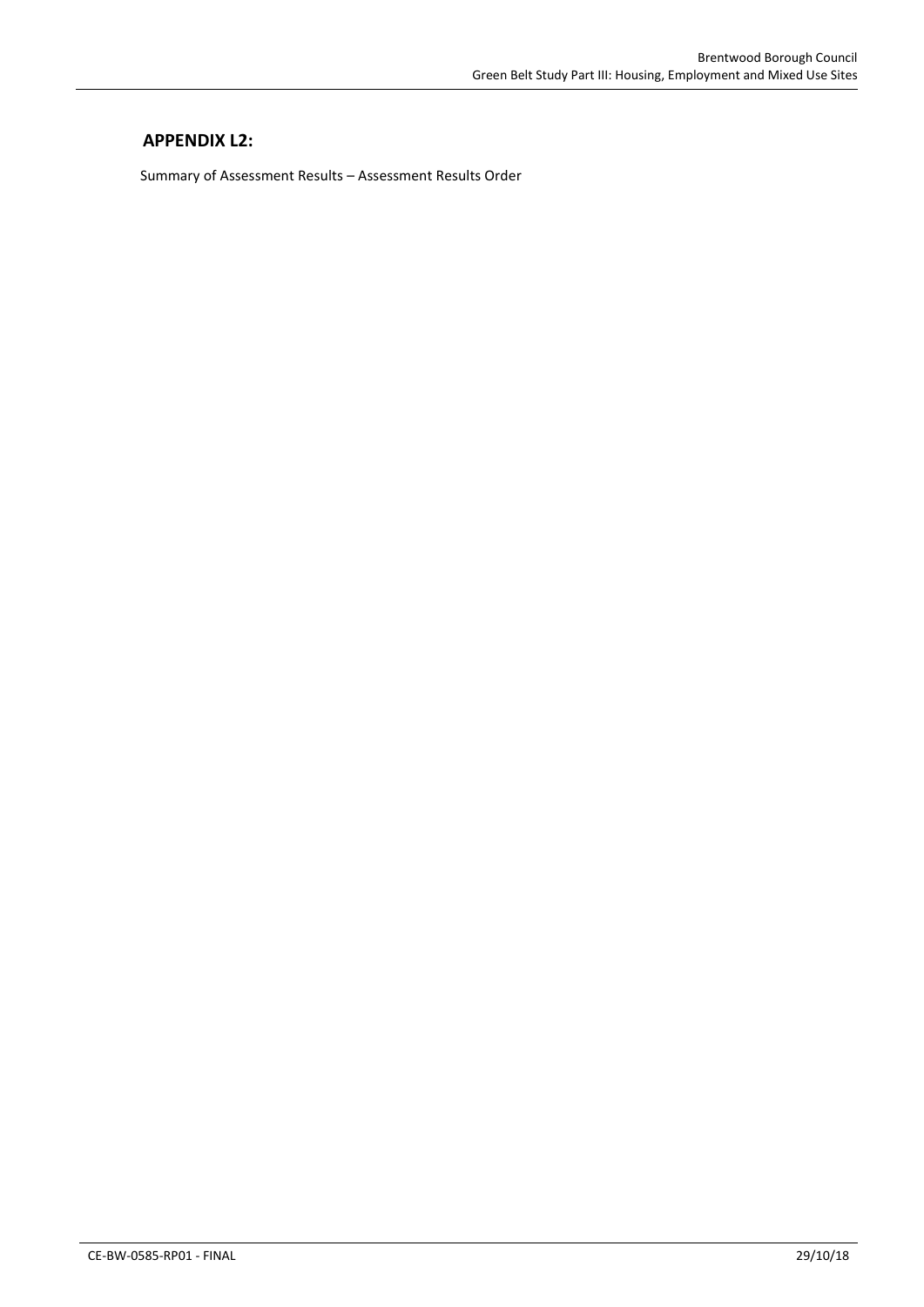## APPENDIX L2:

Summary of Assessment Results – Assessment Results Order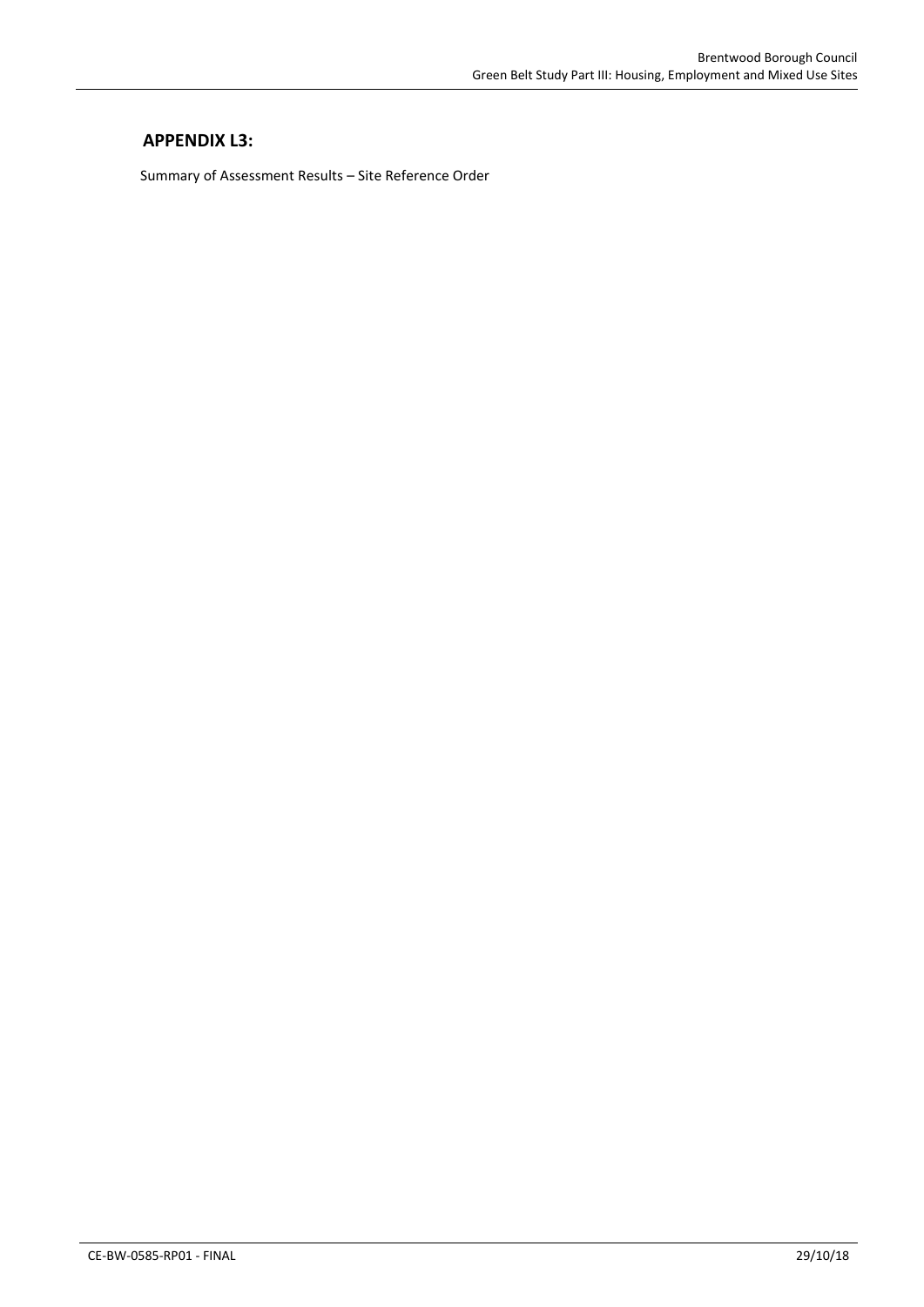## APPENDIX L3:

Summary of Assessment Results – Site Reference Order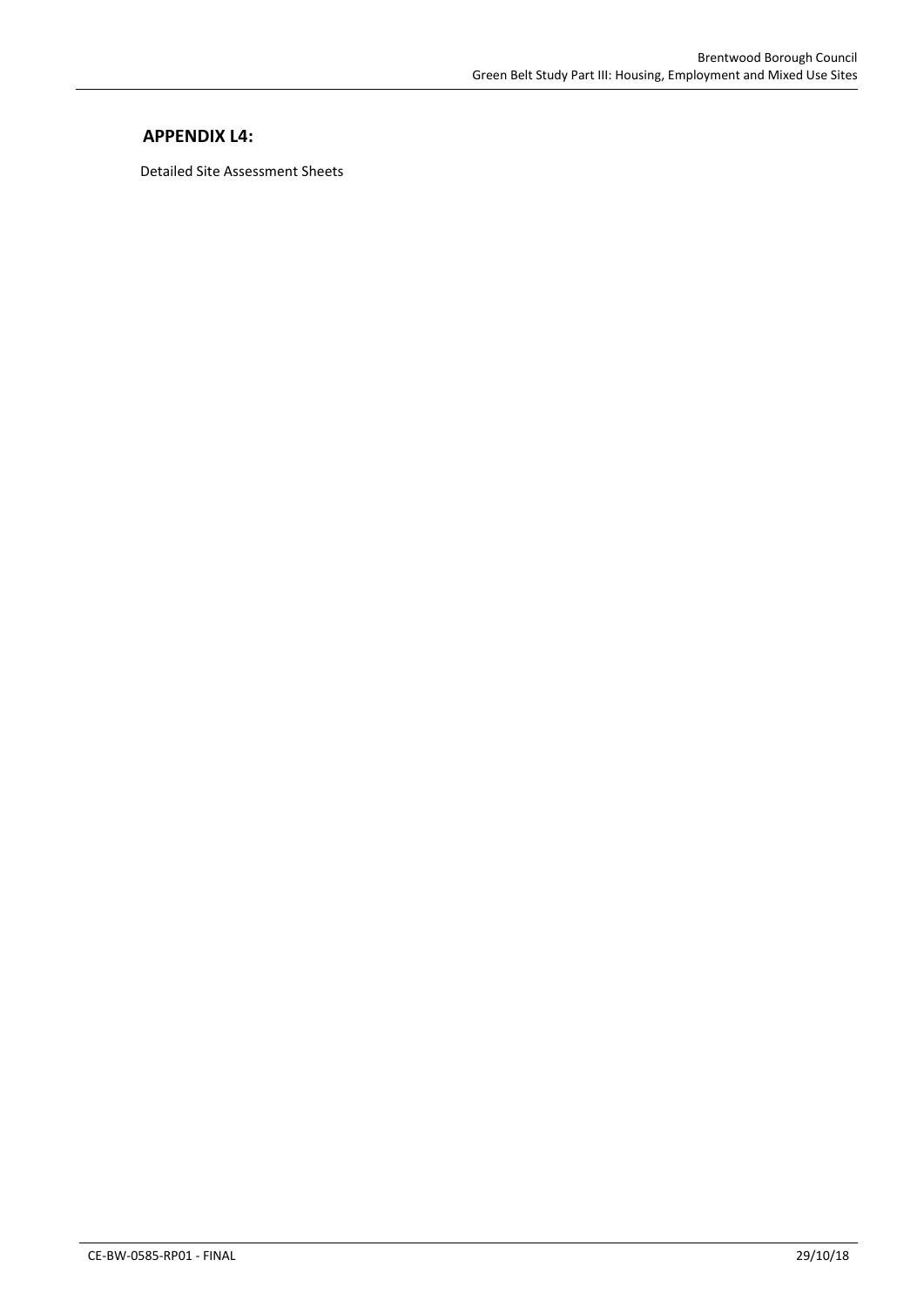## APPENDIX L4:

Detailed Site Assessment Sheets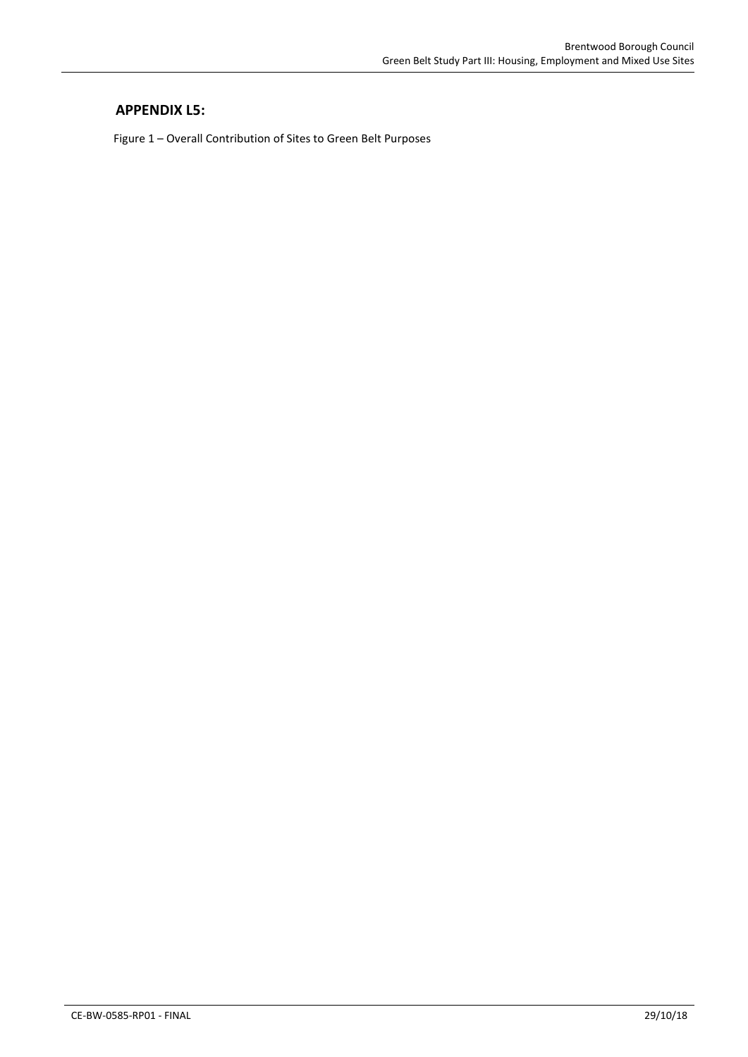## APPENDIX L5:

Figure 1 – Overall Contribution of Sites to Green Belt Purposes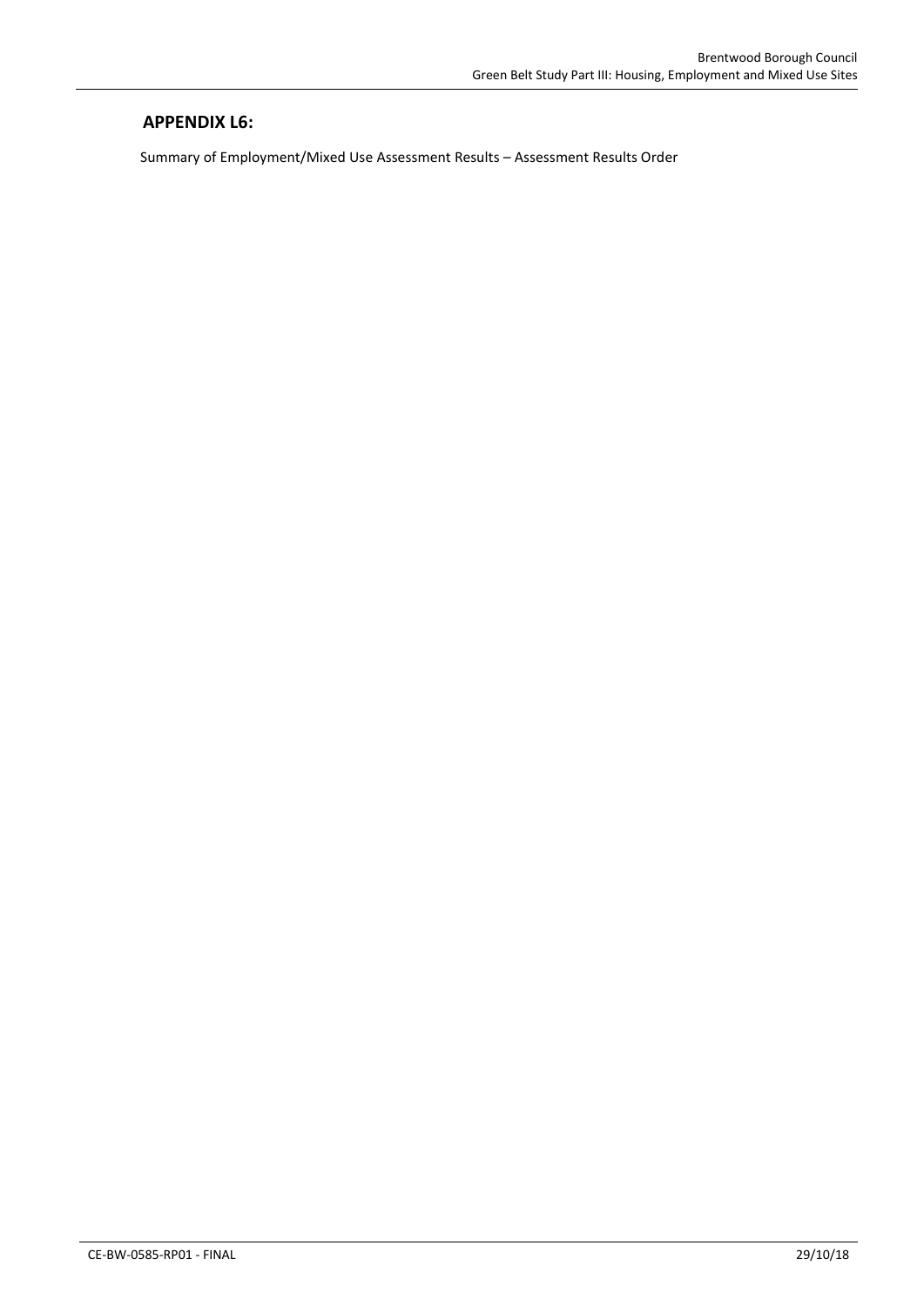## APPENDIX L6:

Summary of Employment/Mixed Use Assessment Results – Assessment Results Order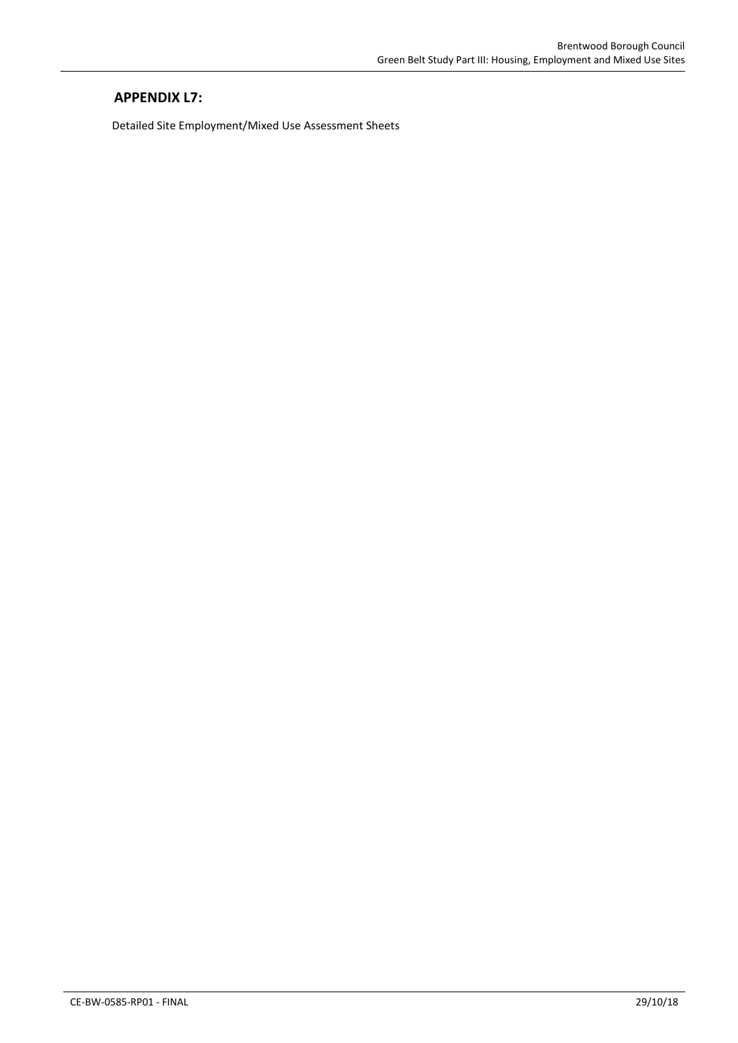## APPENDIX L7:

Detailed Site Employment/Mixed Use Assessment Sheets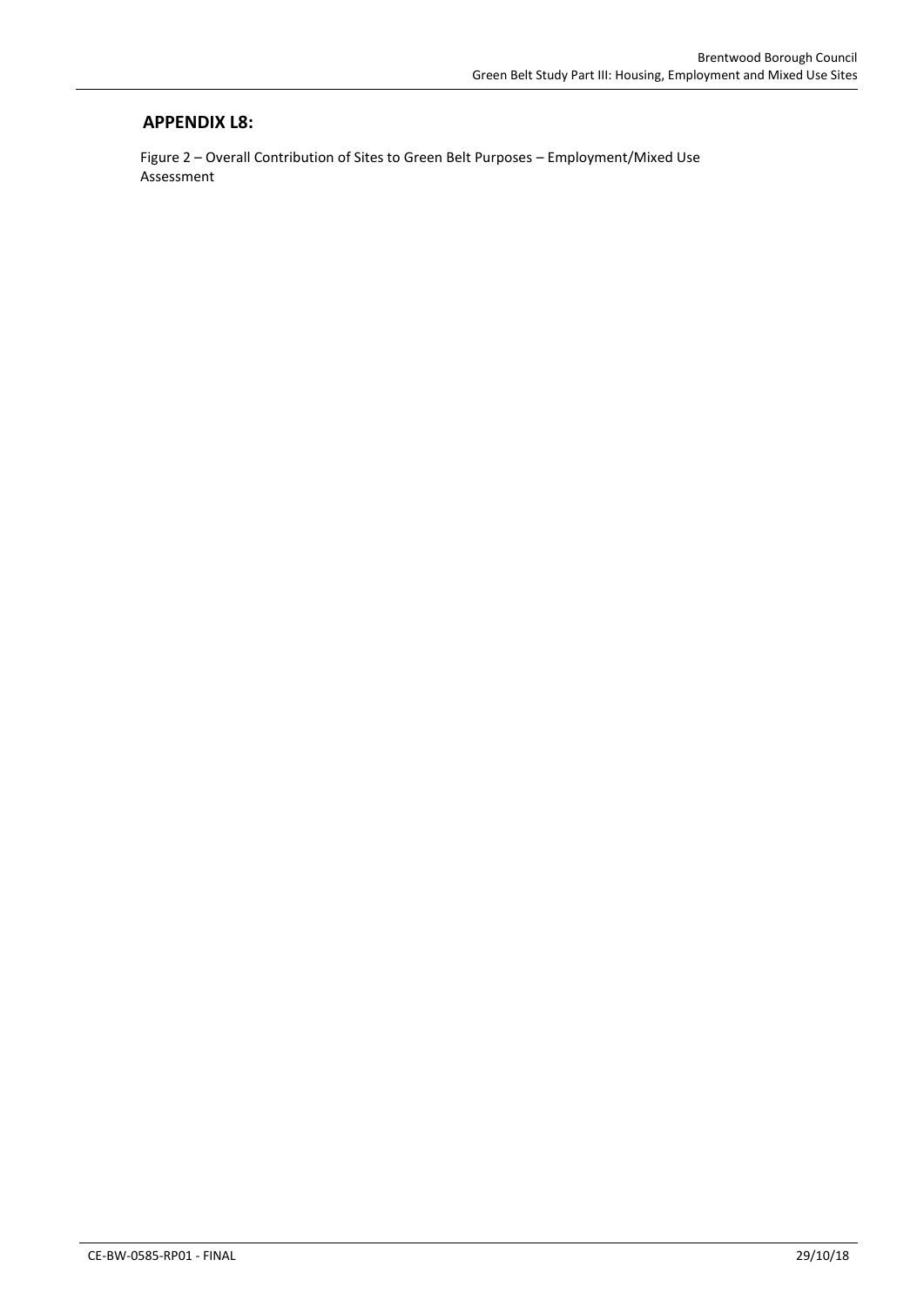## APPENDIX L8:

Figure 2 – Overall Contribution of Sites to Green Belt Purposes – Employment/Mixed Use Assessment